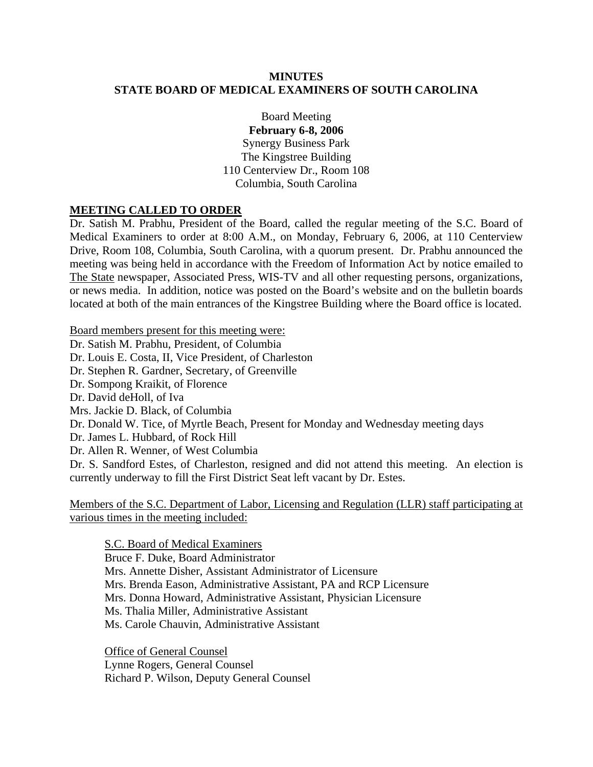**MINUTES**
**STATE BOARD OF MEDICAL EXAMINERS OF SOUTH CAROLINA**

Board Meeting
**February 6-8, 2006**
Synergy Business Park
The Kingstree Building
110 Centerview Dr., Room 108
Columbia, South Carolina

## MEETING CALLED TO ORDER

Dr. Satish M. Prabhu, President of the Board, called the regular meeting of the S.C. Board of Medical Examiners to order at 8:00 A.M., on Monday, February 6, 2006, at 110 Centerview Drive, Room 108, Columbia, South Carolina, with a quorum present. Dr. Prabhu announced the meeting was being held in accordance with the Freedom of Information Act by notice emailed to The State newspaper, Associated Press, WIS-TV and all other requesting persons, organizations, or news media. In addition, notice was posted on the Board's website and on the bulletin boards located at both of the main entrances of the Kingstree Building where the Board office is located.

Board members present for this meeting were:
Dr. Satish M. Prabhu, President, of Columbia
Dr. Louis E. Costa, II, Vice President, of Charleston
Dr. Stephen R. Gardner, Secretary, of Greenville
Dr. Sompong Kraikit, of Florence
Dr. David deHoll, of Iva
Mrs. Jackie D. Black, of Columbia
Dr. Donald W. Tice, of Myrtle Beach, Present for Monday and Wednesday meeting days
Dr. James L. Hubbard, of Rock Hill
Dr. Allen R. Wenner, of West Columbia
Dr. S. Sandford Estes, of Charleston, resigned and did not attend this meeting. An election is currently underway to fill the First District Seat left vacant by Dr. Estes.

Members of the S.C. Department of Labor, Licensing and Regulation (LLR) staff participating at various times in the meeting included:

S.C. Board of Medical Examiners
Bruce F. Duke, Board Administrator
Mrs. Annette Disher, Assistant Administrator of Licensure
Mrs. Brenda Eason, Administrative Assistant, PA and RCP Licensure
Mrs. Donna Howard, Administrative Assistant, Physician Licensure
Ms. Thalia Miller, Administrative Assistant
Ms. Carole Chauvin, Administrative Assistant

Office of General Counsel
Lynne Rogers, General Counsel
Richard P. Wilson, Deputy General Counsel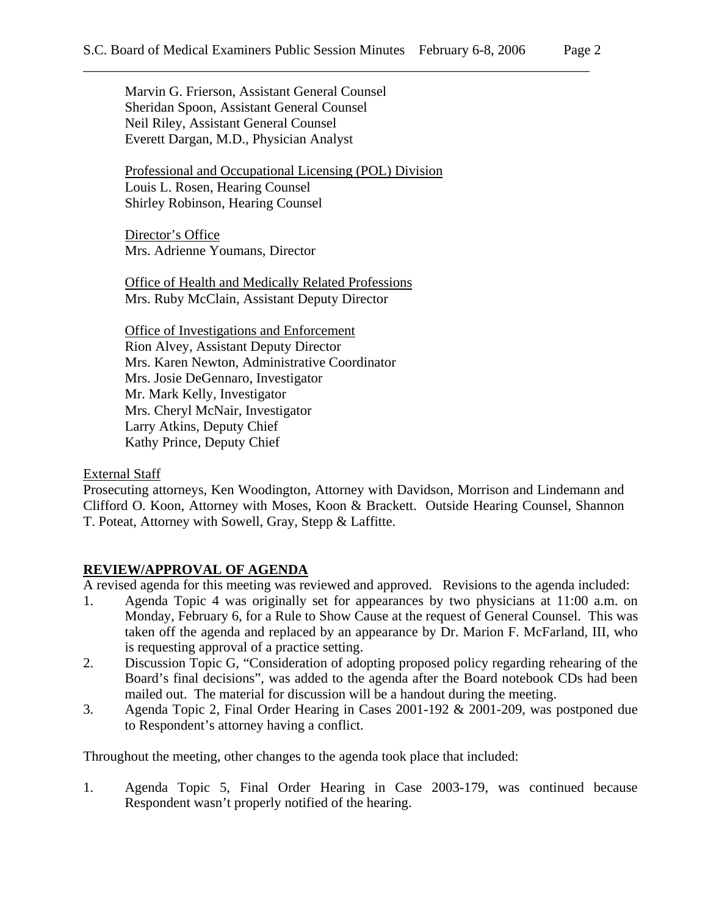Marvin G. Frierson, Assistant General Counsel
Sheridan Spoon, Assistant General Counsel
Neil Riley, Assistant General Counsel
Everett Dargan, M.D., Physician Analyst

Professional and Occupational Licensing (POL) Division
Louis L. Rosen, Hearing Counsel
Shirley Robinson, Hearing Counsel

Director's Office
Mrs. Adrienne Youmans, Director

Office of Health and Medically Related Professions
Mrs. Ruby McClain, Assistant Deputy Director

Office of Investigations and Enforcement
Rion Alvey, Assistant Deputy Director
Mrs. Karen Newton, Administrative Coordinator
Mrs. Josie DeGennaro, Investigator
Mr. Mark Kelly, Investigator
Mrs. Cheryl McNair, Investigator
Larry Atkins, Deputy Chief
Kathy Prince, Deputy Chief

External Staff
Prosecuting attorneys, Ken Woodington, Attorney with Davidson, Morrison and Lindemann and Clifford O. Koon, Attorney with Moses, Koon & Brackett. Outside Hearing Counsel, Shannon T. Poteat, Attorney with Sowell, Gray, Stepp & Laffitte.

## REVIEW/APPROVAL OF AGENDA

A revised agenda for this meeting was reviewed and approved. Revisions to the agenda included:

1. Agenda Topic 4 was originally set for appearances by two physicians at 11:00 a.m. on Monday, February 6, for a Rule to Show Cause at the request of General Counsel. This was taken off the agenda and replaced by an appearance by Dr. Marion F. McFarland, III, who is requesting approval of a practice setting.
2. Discussion Topic G, "Consideration of adopting proposed policy regarding rehearing of the Board's final decisions", was added to the agenda after the Board notebook CDs had been mailed out. The material for discussion will be a handout during the meeting.
3. Agenda Topic 2, Final Order Hearing in Cases 2001-192 & 2001-209, was postponed due to Respondent's attorney having a conflict.

Throughout the meeting, other changes to the agenda took place that included:

1. Agenda Topic 5, Final Order Hearing in Case 2003-179, was continued because Respondent wasn't properly notified of the hearing.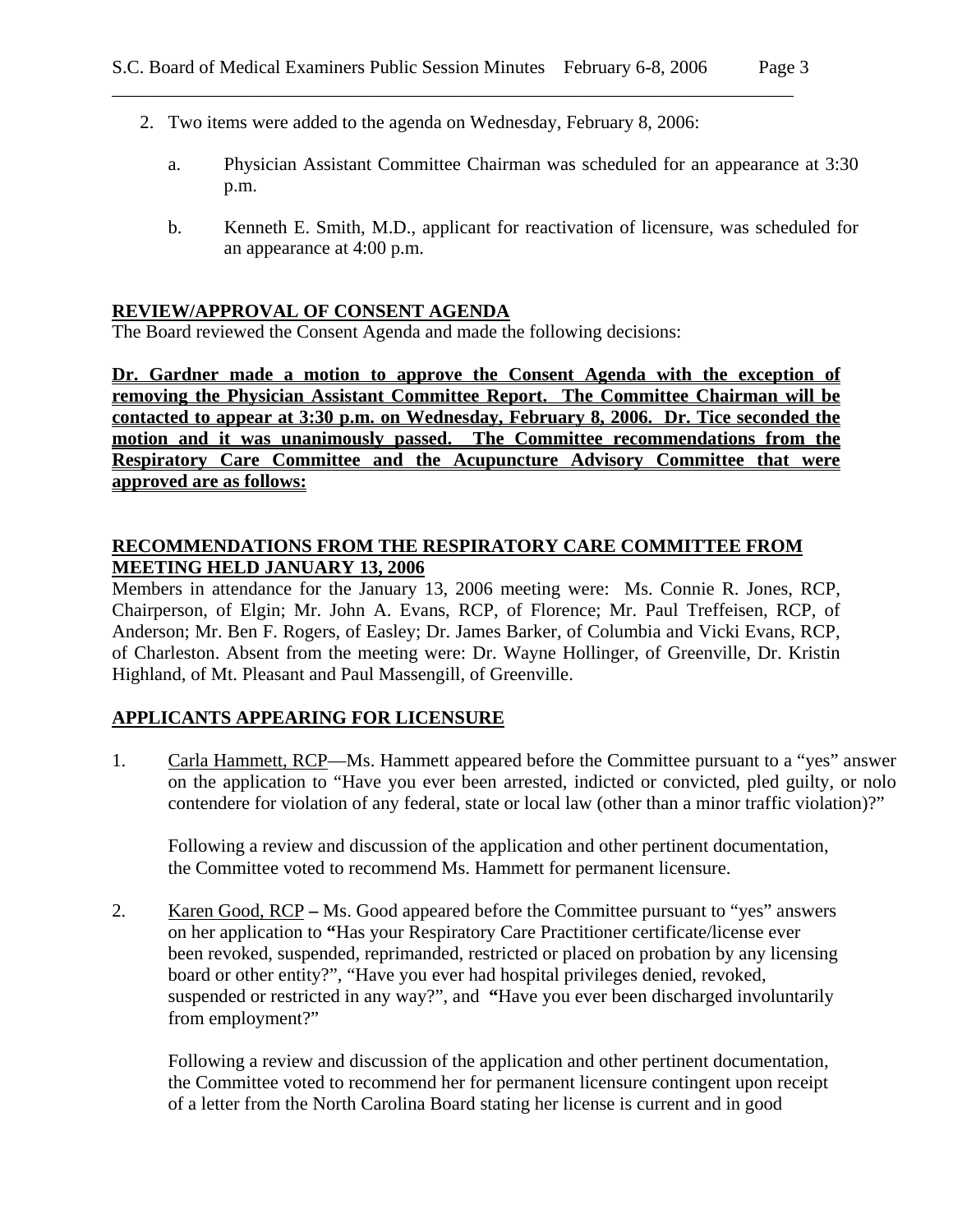2. Two items were added to the agenda on Wednesday, February 8, 2006:

    a. Physician Assistant Committee Chairman was scheduled for an appearance at 3:30 p.m.

    b. Kenneth E. Smith, M.D., applicant for reactivation of licensure, was scheduled for an appearance at 4:00 p.m.

**REVIEW/APPROVAL OF CONSENT AGENDA**

The Board reviewed the Consent Agenda and made the following decisions:

**Dr. Gardner made a motion to approve the Consent Agenda with the exception of removing the Physician Assistant Committee Report. The Committee Chairman will be contacted to appear at 3:30 p.m. on Wednesday, February 8, 2006. Dr. Tice seconded the motion and it was unanimously passed. The Committee recommendations from the Respiratory Care Committee and the Acupuncture Advisory Committee that were approved are as follows:**

**RECOMMENDATIONS FROM THE RESPIRATORY CARE COMMITTEE FROM MEETING HELD JANUARY 13, 2006**

Members in attendance for the January 13, 2006 meeting were: Ms. Connie R. Jones, RCP, Chairperson, of Elgin; Mr. John A. Evans, RCP, of Florence; Mr. Paul Treffeisen, RCP, of Anderson; Mr. Ben F. Rogers, of Easley; Dr. James Barker, of Columbia and Vicki Evans, RCP, of Charleston. Absent from the meeting were: Dr. Wayne Hollinger, of Greenville, Dr. Kristin Highland, of Mt. Pleasant and Paul Massengill, of Greenville.

**APPLICANTS APPEARING FOR LICENSURE**

1. Carla Hammett, RCP—Ms. Hammett appeared before the Committee pursuant to a "yes" answer on the application to "Have you ever been arrested, indicted or convicted, pled guilty, or nolo contendere for violation of any federal, state or local law (other than a minor traffic violation)?"

    Following a review and discussion of the application and other pertinent documentation, the Committee voted to recommend Ms. Hammett for permanent licensure.

2. Karen Good, RCP **–** Ms. Good appeared before the Committee pursuant to "yes" answers on her application to **"**Has your Respiratory Care Practitioner certificate/license ever been revoked, suspended, reprimanded, restricted or placed on probation by any licensing board or other entity?", "Have you ever had hospital privileges denied, revoked, suspended or restricted in any way?", and **"**Have you ever been discharged involuntarily from employment?"

    Following a review and discussion of the application and other pertinent documentation, the Committee voted to recommend her for permanent licensure contingent upon receipt of a letter from the North Carolina Board stating her license is current and in good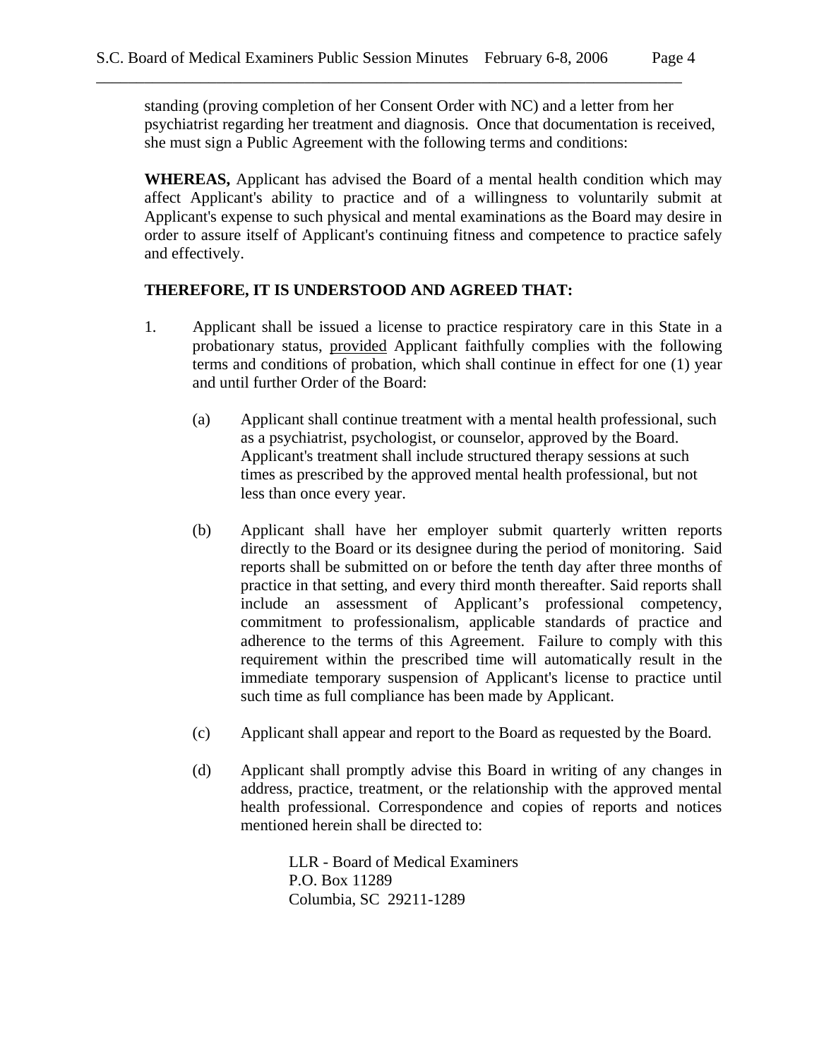standing (proving completion of her Consent Order with NC) and a letter from her psychiatrist regarding her treatment and diagnosis. Once that documentation is received, she must sign a Public Agreement with the following terms and conditions:

**WHEREAS,** Applicant has advised the Board of a mental health condition which may affect Applicant's ability to practice and of a willingness to voluntarily submit at Applicant's expense to such physical and mental examinations as the Board may desire in order to assure itself of Applicant's continuing fitness and competence to practice safely and effectively.

**THEREFORE, IT IS UNDERSTOOD AND AGREED THAT:**

1. Applicant shall be issued a license to practice respiratory care in this State in a probationary status, <u>provided</u> Applicant faithfully complies with the following terms and conditions of probation, which shall continue in effect for one (1) year and until further Order of the Board:

   (a) Applicant shall continue treatment with a mental health professional, such as a psychiatrist, psychologist, or counselor, approved by the Board. Applicant's treatment shall include structured therapy sessions at such times as prescribed by the approved mental health professional, but not less than once every year.

   (b) Applicant shall have her employer submit quarterly written reports directly to the Board or its designee during the period of monitoring. Said reports shall be submitted on or before the tenth day after three months of practice in that setting, and every third month thereafter. Said reports shall include an assessment of Applicant's professional competency, commitment to professionalism, applicable standards of practice and adherence to the terms of this Agreement. Failure to comply with this requirement within the prescribed time will automatically result in the immediate temporary suspension of Applicant's license to practice until such time as full compliance has been made by Applicant.

   (c) Applicant shall appear and report to the Board as requested by the Board.

   (d) Applicant shall promptly advise this Board in writing of any changes in address, practice, treatment, or the relationship with the approved mental health professional. Correspondence and copies of reports and notices mentioned herein shall be directed to:

      LLR - Board of Medical Examiners
      P.O. Box 11289
      Columbia, SC 29211-1289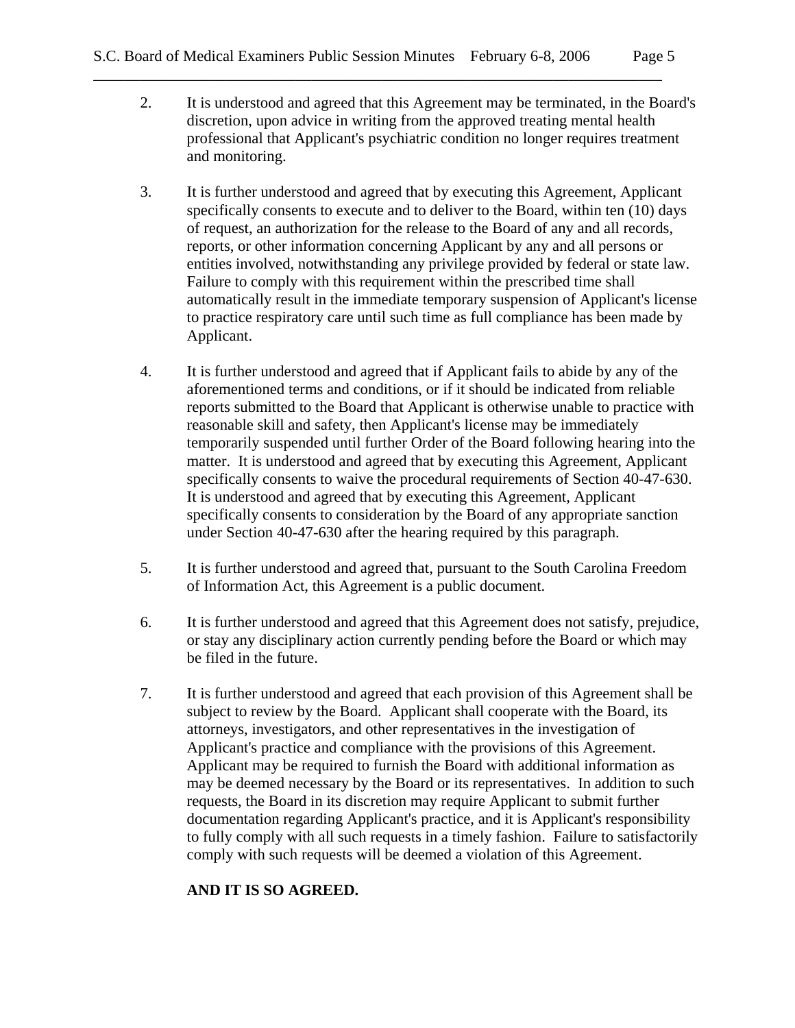2. It is understood and agreed that this Agreement may be terminated, in the Board's discretion, upon advice in writing from the approved treating mental health professional that Applicant's psychiatric condition no longer requires treatment and monitoring.

3. It is further understood and agreed that by executing this Agreement, Applicant specifically consents to execute and to deliver to the Board, within ten (10) days of request, an authorization for the release to the Board of any and all records, reports, or other information concerning Applicant by any and all persons or entities involved, notwithstanding any privilege provided by federal or state law. Failure to comply with this requirement within the prescribed time shall automatically result in the immediate temporary suspension of Applicant's license to practice respiratory care until such time as full compliance has been made by Applicant.

4. It is further understood and agreed that if Applicant fails to abide by any of the aforementioned terms and conditions, or if it should be indicated from reliable reports submitted to the Board that Applicant is otherwise unable to practice with reasonable skill and safety, then Applicant's license may be immediately temporarily suspended until further Order of the Board following hearing into the matter. It is understood and agreed that by executing this Agreement, Applicant specifically consents to waive the procedural requirements of Section 40-47-630. It is understood and agreed that by executing this Agreement, Applicant specifically consents to consideration by the Board of any appropriate sanction under Section 40-47-630 after the hearing required by this paragraph.

5. It is further understood and agreed that, pursuant to the South Carolina Freedom of Information Act, this Agreement is a public document.

6. It is further understood and agreed that this Agreement does not satisfy, prejudice, or stay any disciplinary action currently pending before the Board or which may be filed in the future.

7. It is further understood and agreed that each provision of this Agreement shall be subject to review by the Board. Applicant shall cooperate with the Board, its attorneys, investigators, and other representatives in the investigation of Applicant's practice and compliance with the provisions of this Agreement. Applicant may be required to furnish the Board with additional information as may be deemed necessary by the Board or its representatives. In addition to such requests, the Board in its discretion may require Applicant to submit further documentation regarding Applicant's practice, and it is Applicant's responsibility to fully comply with all such requests in a timely fashion. Failure to satisfactorily comply with such requests will be deemed a violation of this Agreement.

**AND IT IS SO AGREED.**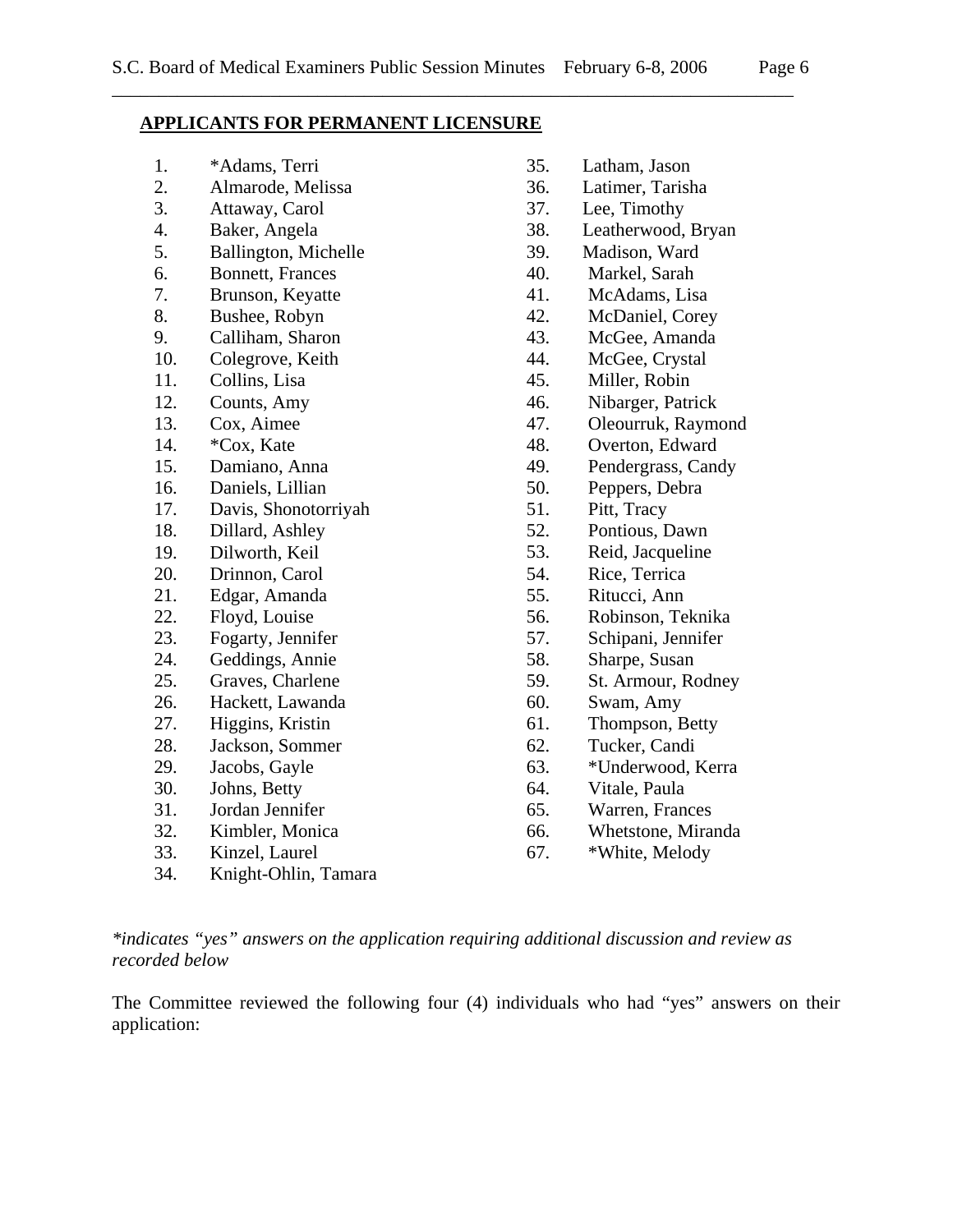## APPLICANTS FOR PERMANENT LICENSURE

1. *Adams, Terri
2. Almarode, Melissa
3. Attaway, Carol
4. Baker, Angela
5. Ballington, Michelle
6. Bonnett, Frances
7. Brunson, Keyatte
8. Bushee, Robyn
9. Calliham, Sharon
10. Colegrove, Keith
11. Collins, Lisa
12. Counts, Amy
13. Cox, Aimee
14. *Cox, Kate
15. Damiano, Anna
16. Daniels, Lillian
17. Davis, Shonotorriyah
18. Dillard, Ashley
19. Dilworth, Keil
20. Drinnon, Carol
21. Edgar, Amanda
22. Floyd, Louise
23. Fogarty, Jennifer
24. Geddings, Annie
25. Graves, Charlene
26. Hackett, Lawanda
27. Higgins, Kristin
28. Jackson, Sommer
29. Jacobs, Gayle
30. Johns, Betty
31. Jordan Jennifer
32. Kimbler, Monica
33. Kinzel, Laurel
34. Knight-Ohlin, Tamara
35. Latham, Jason
36. Latimer, Tarisha
37. Lee, Timothy
38. Leatherwood, Bryan
39. Madison, Ward
40. Markel, Sarah
41. McAdams, Lisa
42. McDaniel, Corey
43. McGee, Amanda
44. McGee, Crystal
45. Miller, Robin
46. Nibarger, Patrick
47. Oleourruk, Raymond
48. Overton, Edward
49. Pendergrass, Candy
50. Peppers, Debra
51. Pitt, Tracy
52. Pontious, Dawn
53. Reid, Jacqueline
54. Rice, Terrica
55. Ritucci, Ann
56. Robinson, Teknika
57. Schipani, Jennifer
58. Sharpe, Susan
59. St. Armour, Rodney
60. Swam, Amy
61. Thompson, Betty
62. Tucker, Candi
63. *Underwood, Kerra
64. Vitale, Paula
65. Warren, Frances
66. Whetstone, Miranda
67. *White, Melody

*\*indicates "yes" answers on the application requiring additional discussion and review as recorded below*

The Committee reviewed the following four (4) individuals who had "yes" answers on their application: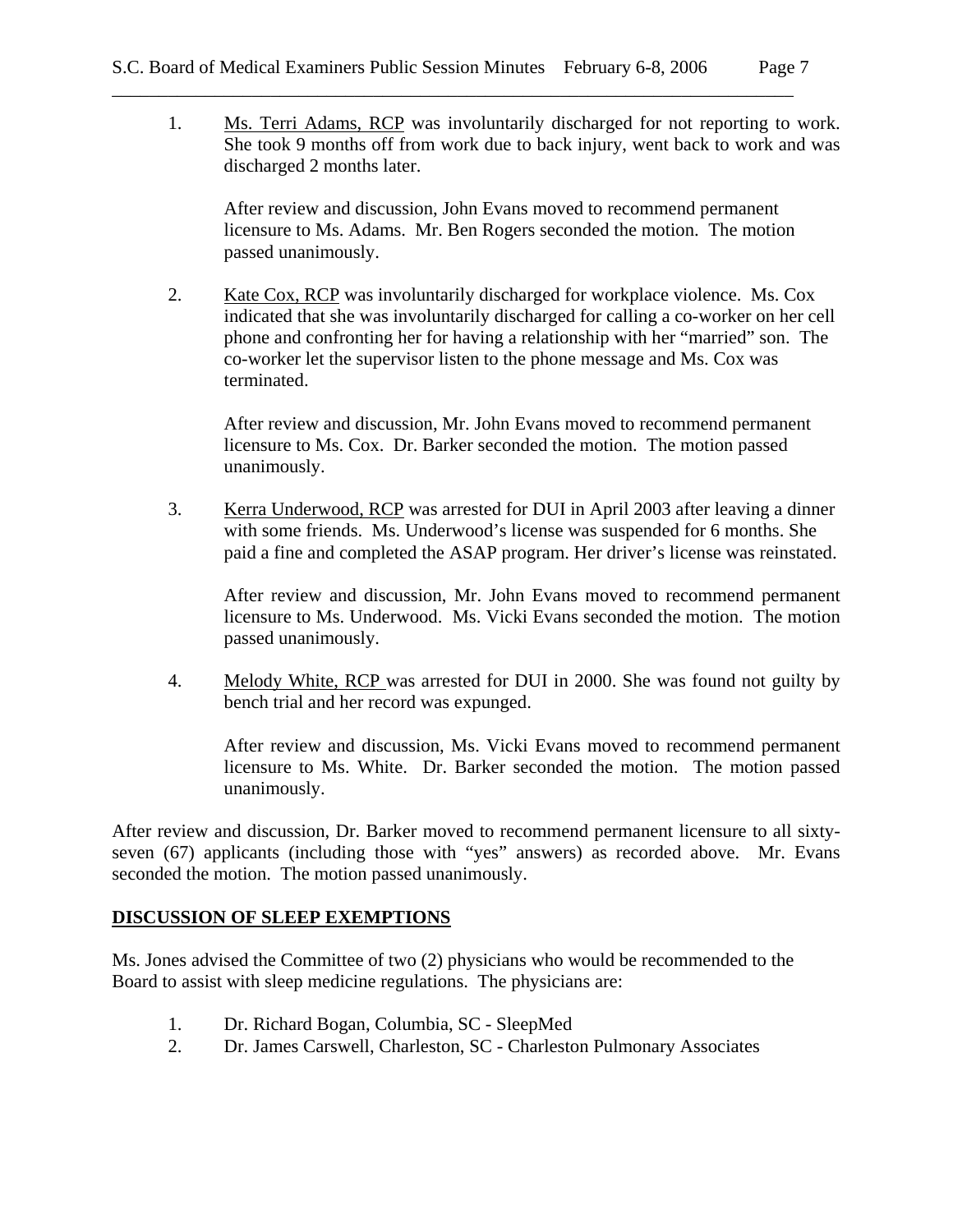1. Ms. Terri Adams, RCP was involuntarily discharged for not reporting to work. She took 9 months off from work due to back injury, went back to work and was discharged 2 months later.

   After review and discussion, John Evans moved to recommend permanent licensure to Ms. Adams. Mr. Ben Rogers seconded the motion. The motion passed unanimously.

2. Kate Cox, RCP was involuntarily discharged for workplace violence. Ms. Cox indicated that she was involuntarily discharged for calling a co-worker on her cell phone and confronting her for having a relationship with her "married" son. The co-worker let the supervisor listen to the phone message and Ms. Cox was terminated.

   After review and discussion, Mr. John Evans moved to recommend permanent licensure to Ms. Cox. Dr. Barker seconded the motion. The motion passed unanimously.

3. Kerra Underwood, RCP was arrested for DUI in April 2003 after leaving a dinner with some friends. Ms. Underwood's license was suspended for 6 months. She paid a fine and completed the ASAP program. Her driver's license was reinstated.

   After review and discussion, Mr. John Evans moved to recommend permanent licensure to Ms. Underwood. Ms. Vicki Evans seconded the motion. The motion passed unanimously.

4. Melody White, RCP was arrested for DUI in 2000. She was found not guilty by bench trial and her record was expunged.

   After review and discussion, Ms. Vicki Evans moved to recommend permanent licensure to Ms. White. Dr. Barker seconded the motion. The motion passed unanimously.

After review and discussion, Dr. Barker moved to recommend permanent licensure to all sixty-seven (67) applicants (including those with "yes" answers) as recorded above. Mr. Evans seconded the motion. The motion passed unanimously.

## DISCUSSION OF SLEEP EXEMPTIONS

Ms. Jones advised the Committee of two (2) physicians who would be recommended to the Board to assist with sleep medicine regulations. The physicians are:

1. Dr. Richard Bogan, Columbia, SC - SleepMed
2. Dr. James Carswell, Charleston, SC - Charleston Pulmonary Associates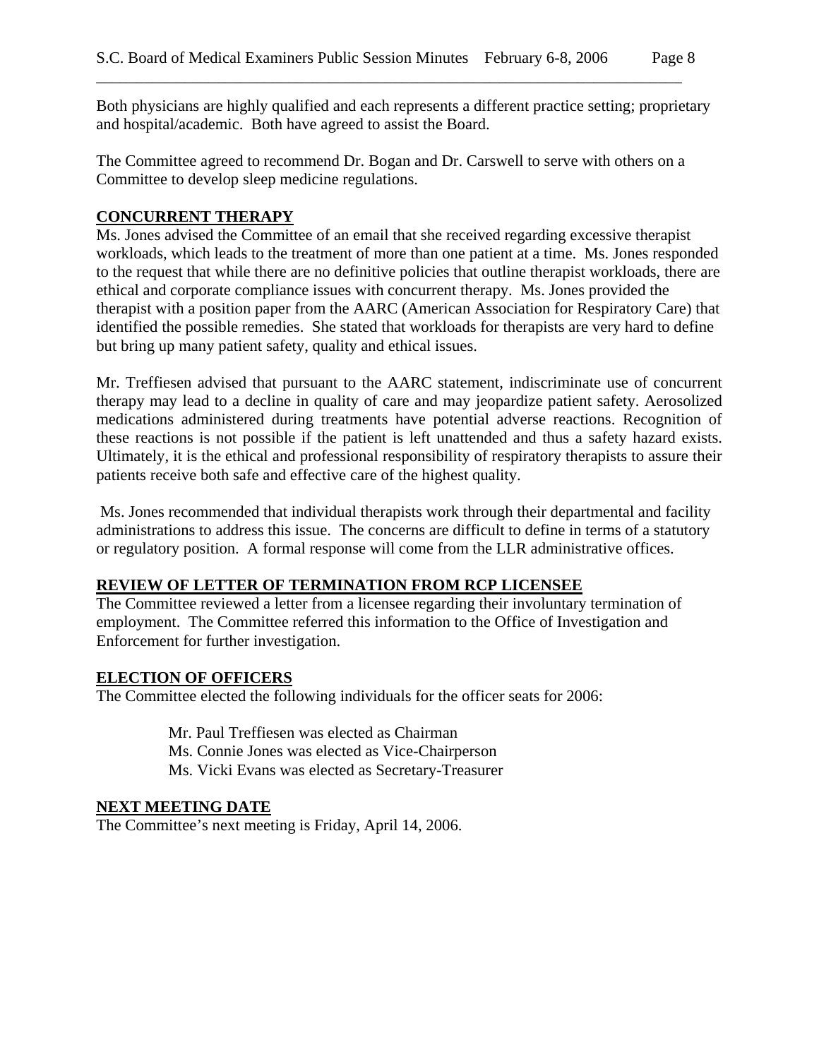Both physicians are highly qualified and each represents a different practice setting; proprietary and hospital/academic. Both have agreed to assist the Board.

The Committee agreed to recommend Dr. Bogan and Dr. Carswell to serve with others on a Committee to develop sleep medicine regulations.

## CONCURRENT THERAPY

Ms. Jones advised the Committee of an email that she received regarding excessive therapist workloads, which leads to the treatment of more than one patient at a time. Ms. Jones responded to the request that while there are no definitive policies that outline therapist workloads, there are ethical and corporate compliance issues with concurrent therapy. Ms. Jones provided the therapist with a position paper from the AARC (American Association for Respiratory Care) that identified the possible remedies. She stated that workloads for therapists are very hard to define but bring up many patient safety, quality and ethical issues.

Mr. Treffiesen advised that pursuant to the AARC statement, indiscriminate use of concurrent therapy may lead to a decline in quality of care and may jeopardize patient safety. Aerosolized medications administered during treatments have potential adverse reactions. Recognition of these reactions is not possible if the patient is left unattended and thus a safety hazard exists. Ultimately, it is the ethical and professional responsibility of respiratory therapists to assure their patients receive both safe and effective care of the highest quality.

Ms. Jones recommended that individual therapists work through their departmental and facility administrations to address this issue. The concerns are difficult to define in terms of a statutory or regulatory position. A formal response will come from the LLR administrative offices.

## REVIEW OF LETTER OF TERMINATION FROM RCP LICENSEE

The Committee reviewed a letter from a licensee regarding their involuntary termination of employment. The Committee referred this information to the Office of Investigation and Enforcement for further investigation.

## ELECTION OF OFFICERS

The Committee elected the following individuals for the officer seats for 2006:

Mr. Paul Treffiesen was elected as Chairman
Ms. Connie Jones was elected as Vice-Chairperson
Ms. Vicki Evans was elected as Secretary-Treasurer

## NEXT MEETING DATE

The Committee's next meeting is Friday, April 14, 2006.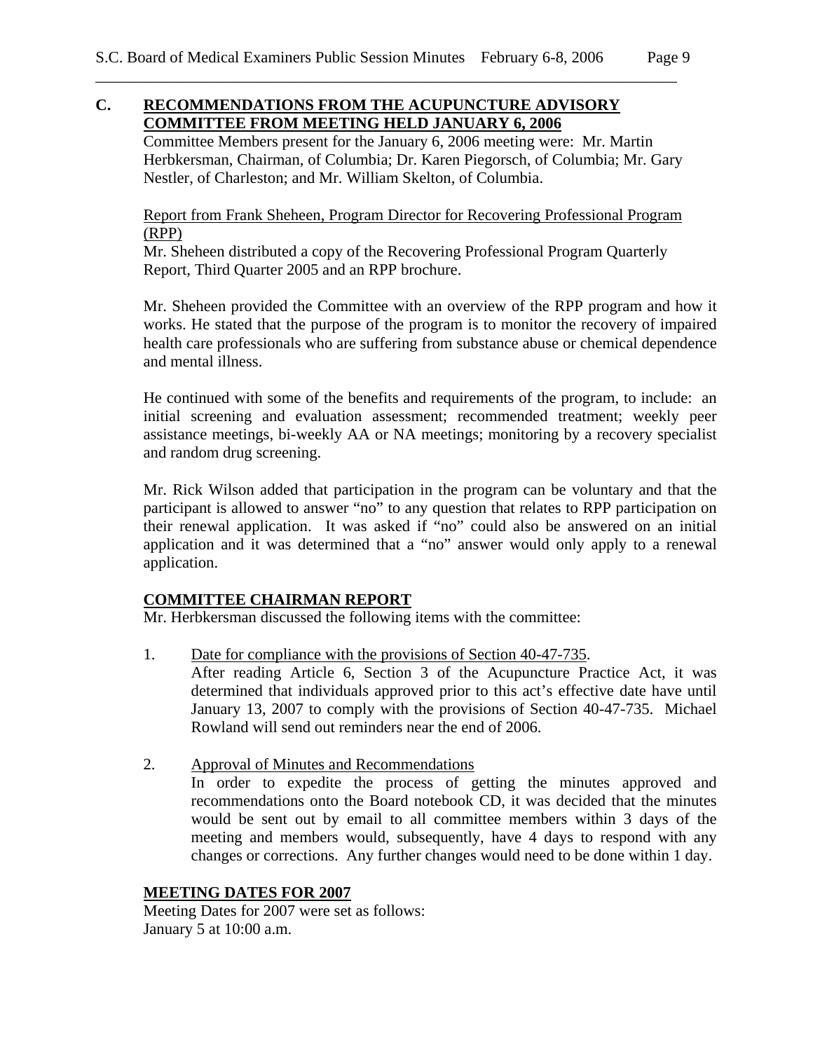## C. RECOMMENDATIONS FROM THE ACUPUNCTURE ADVISORY COMMITTEE FROM MEETING HELD JANUARY 6, 2006

Committee Members present for the January 6, 2006 meeting were: Mr. Martin Herbkersman, Chairman, of Columbia; Dr. Karen Piegorsch, of Columbia; Mr. Gary Nestler, of Charleston; and Mr. William Skelton, of Columbia.

Report from Frank Sheheen, Program Director for Recovering Professional Program (RPP)

Mr. Sheheen distributed a copy of the Recovering Professional Program Quarterly Report, Third Quarter 2005 and an RPP brochure.

Mr. Sheheen provided the Committee with an overview of the RPP program and how it works. He stated that the purpose of the program is to monitor the recovery of impaired health care professionals who are suffering from substance abuse or chemical dependence and mental illness.

He continued with some of the benefits and requirements of the program, to include: an initial screening and evaluation assessment; recommended treatment; weekly peer assistance meetings, bi-weekly AA or NA meetings; monitoring by a recovery specialist and random drug screening.

Mr. Rick Wilson added that participation in the program can be voluntary and that the participant is allowed to answer "no" to any question that relates to RPP participation on their renewal application. It was asked if "no" could also be answered on an initial application and it was determined that a "no" answer would only apply to a renewal application.

### COMMITTEE CHAIRMAN REPORT

Mr. Herbkersman discussed the following items with the committee:

1. Date for compliance with the provisions of Section 40-47-735.
   After reading Article 6, Section 3 of the Acupuncture Practice Act, it was determined that individuals approved prior to this act's effective date have until January 13, 2007 to comply with the provisions of Section 40-47-735. Michael Rowland will send out reminders near the end of 2006.

2. Approval of Minutes and Recommendations
   In order to expedite the process of getting the minutes approved and recommendations onto the Board notebook CD, it was decided that the minutes would be sent out by email to all committee members within 3 days of the meeting and members would, subsequently, have 4 days to respond with any changes or corrections. Any further changes would need to be done within 1 day.

### MEETING DATES FOR 2007

Meeting Dates for 2007 were set as follows:
January 5 at 10:00 a.m.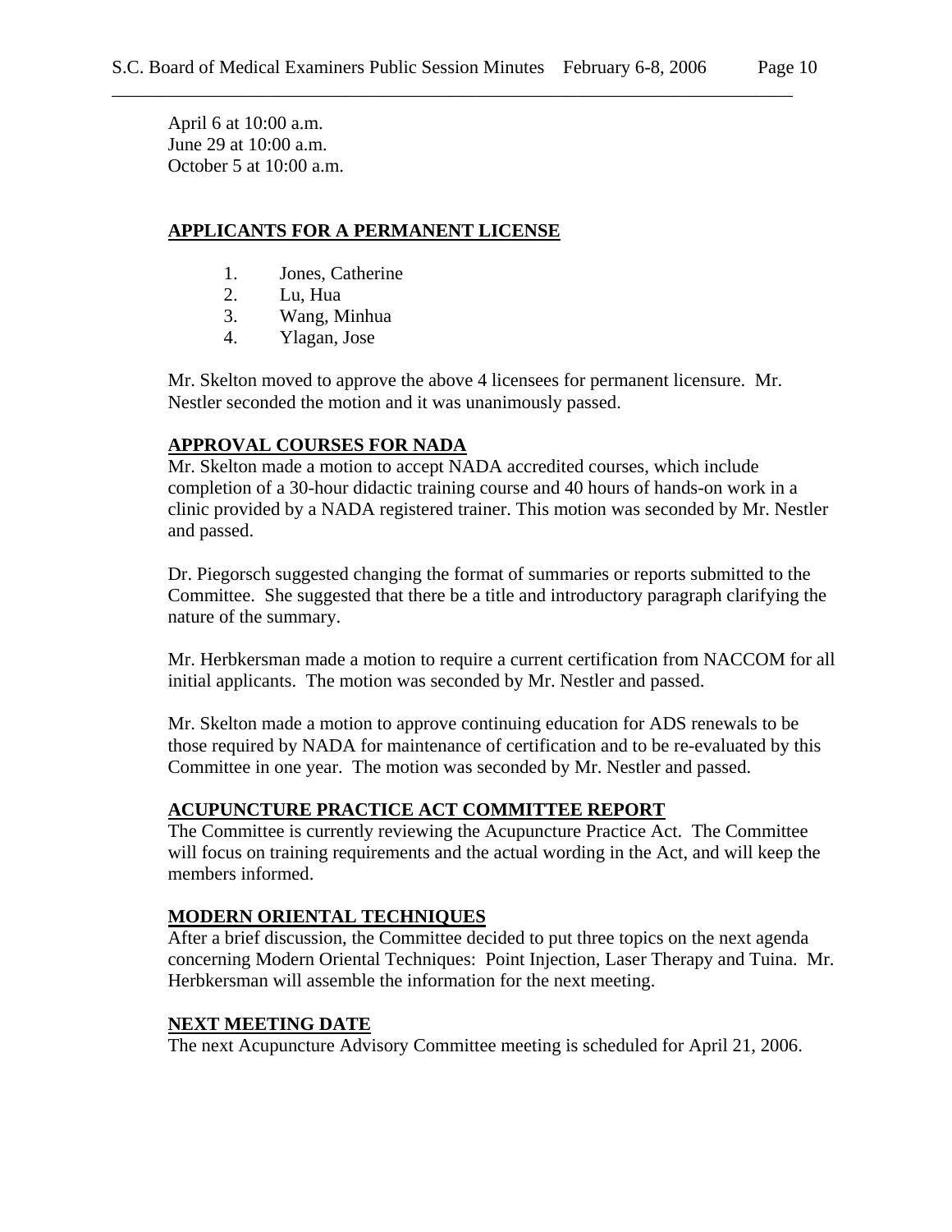April 6 at 10:00 a.m.
June 29 at 10:00 a.m.
October 5 at 10:00 a.m.

**APPLICANTS FOR A PERMANENT LICENSE**

1. Jones, Catherine
2. Lu, Hua
3. Wang, Minhua
4. Ylagan, Jose

Mr. Skelton moved to approve the above 4 licensees for permanent licensure. Mr. Nestler seconded the motion and it was unanimously passed.

**APPROVAL COURSES FOR NADA**

Mr. Skelton made a motion to accept NADA accredited courses, which include completion of a 30-hour didactic training course and 40 hours of hands-on work in a clinic provided by a NADA registered trainer. This motion was seconded by Mr. Nestler and passed.

Dr. Piegorsch suggested changing the format of summaries or reports submitted to the Committee. She suggested that there be a title and introductory paragraph clarifying the nature of the summary.

Mr. Herbkersman made a motion to require a current certification from NACCOM for all initial applicants. The motion was seconded by Mr. Nestler and passed.

Mr. Skelton made a motion to approve continuing education for ADS renewals to be those required by NADA for maintenance of certification and to be re-evaluated by this Committee in one year. The motion was seconded by Mr. Nestler and passed.

**ACUPUNCTURE PRACTICE ACT COMMITTEE REPORT**

The Committee is currently reviewing the Acupuncture Practice Act. The Committee will focus on training requirements and the actual wording in the Act, and will keep the members informed.

**MODERN ORIENTAL TECHNIQUES**

After a brief discussion, the Committee decided to put three topics on the next agenda concerning Modern Oriental Techniques: Point Injection, Laser Therapy and Tuina. Mr. Herbkersman will assemble the information for the next meeting.

**NEXT MEETING DATE**

The next Acupuncture Advisory Committee meeting is scheduled for April 21, 2006.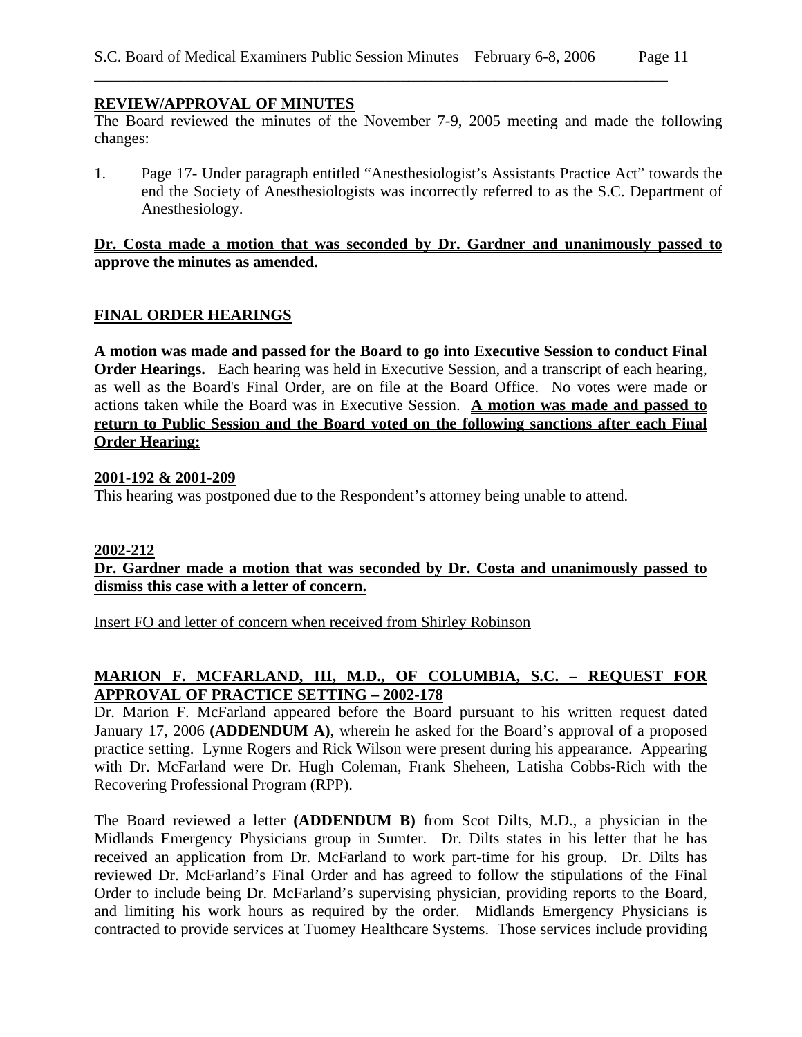## REVIEW/APPROVAL OF MINUTES

The Board reviewed the minutes of the November 7-9, 2005 meeting and made the following changes:

1. Page 17- Under paragraph entitled "Anesthesiologist's Assistants Practice Act" towards the end the Society of Anesthesiologists was incorrectly referred to as the S.C. Department of Anesthesiology.

**Dr. Costa made a motion that was seconded by Dr. Gardner and unanimously passed to approve the minutes as amended.**

## FINAL ORDER HEARINGS

**A motion was made and passed for the Board to go into Executive Session to conduct Final Order Hearings.** Each hearing was held in Executive Session, and a transcript of each hearing, as well as the Board's Final Order, are on file at the Board Office. No votes were made or actions taken while the Board was in Executive Session. **A motion was made and passed to return to Public Session and the Board voted on the following sanctions after each Final Order Hearing:**

### 2001-192 & 2001-209

This hearing was postponed due to the Respondent's attorney being unable to attend.

### 2002-212

**Dr. Gardner made a motion that was seconded by Dr. Costa and unanimously passed to dismiss this case with a letter of concern.**

Insert FO and letter of concern when received from Shirley Robinson

## MARION F. MCFARLAND, III, M.D., OF COLUMBIA, S.C. – REQUEST FOR APPROVAL OF PRACTICE SETTING – 2002-178

Dr. Marion F. McFarland appeared before the Board pursuant to his written request dated January 17, 2006 **(ADDENDUM A)**, wherein he asked for the Board's approval of a proposed practice setting. Lynne Rogers and Rick Wilson were present during his appearance. Appearing with Dr. McFarland were Dr. Hugh Coleman, Frank Sheheen, Latisha Cobbs-Rich with the Recovering Professional Program (RPP).

The Board reviewed a letter **(ADDENDUM B)** from Scot Dilts, M.D., a physician in the Midlands Emergency Physicians group in Sumter. Dr. Dilts states in his letter that he has received an application from Dr. McFarland to work part-time for his group. Dr. Dilts has reviewed Dr. McFarland's Final Order and has agreed to follow the stipulations of the Final Order to include being Dr. McFarland's supervising physician, providing reports to the Board, and limiting his work hours as required by the order. Midlands Emergency Physicians is contracted to provide services at Tuomey Healthcare Systems. Those services include providing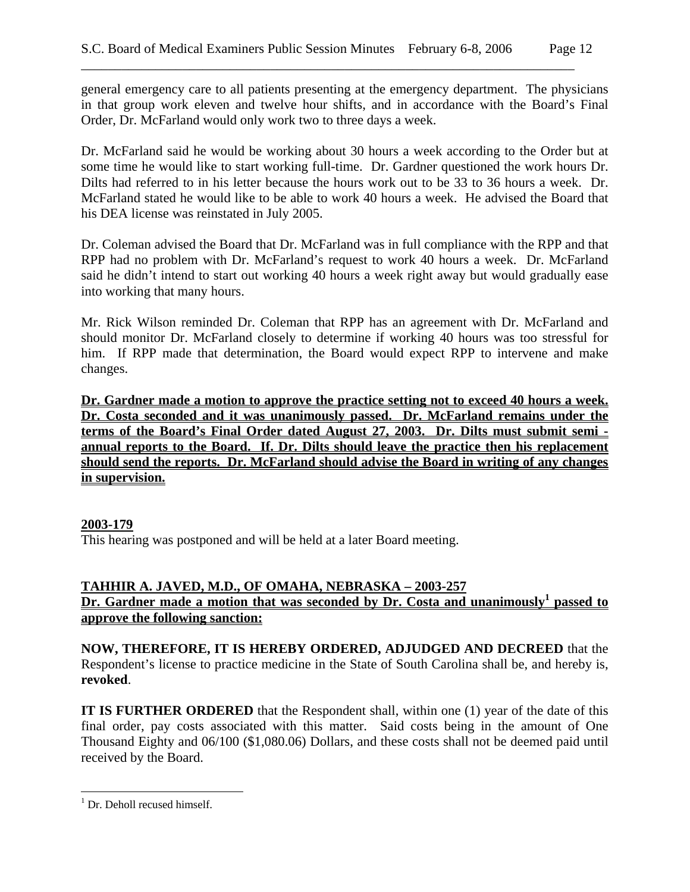general emergency care to all patients presenting at the emergency department. The physicians in that group work eleven and twelve hour shifts, and in accordance with the Board's Final Order, Dr. McFarland would only work two to three days a week.

Dr. McFarland said he would be working about 30 hours a week according to the Order but at some time he would like to start working full-time. Dr. Gardner questioned the work hours Dr. Dilts had referred to in his letter because the hours work out to be 33 to 36 hours a week. Dr. McFarland stated he would like to be able to work 40 hours a week. He advised the Board that his DEA license was reinstated in July 2005.

Dr. Coleman advised the Board that Dr. McFarland was in full compliance with the RPP and that RPP had no problem with Dr. McFarland's request to work 40 hours a week. Dr. McFarland said he didn't intend to start out working 40 hours a week right away but would gradually ease into working that many hours.

Mr. Rick Wilson reminded Dr. Coleman that RPP has an agreement with Dr. McFarland and should monitor Dr. McFarland closely to determine if working 40 hours was too stressful for him. If RPP made that determination, the Board would expect RPP to intervene and make changes.

**Dr. Gardner made a motion to approve the practice setting not to exceed 40 hours a week. Dr. Costa seconded and it was unanimously passed. Dr. McFarland remains under the terms of the Board's Final Order dated August 27, 2003. Dr. Dilts must submit semi - annual reports to the Board. If. Dr. Dilts should leave the practice then his replacement should send the reports. Dr. McFarland should advise the Board in writing of any changes in supervision.**

**2003-179**

This hearing was postponed and will be held at a later Board meeting.

**TAHHIR A. JAVED, M.D., OF OMAHA, NEBRASKA – 2003-257**

**Dr. Gardner made a motion that was seconded by Dr. Costa and unanimously[1] passed to approve the following sanction:**

**NOW, THEREFORE, IT IS HEREBY ORDERED, ADJUDGED AND DECREED** that the Respondent's license to practice medicine in the State of South Carolina shall be, and hereby is, **revoked**.

**IT IS FURTHER ORDERED** that the Respondent shall, within one (1) year of the date of this final order, pay costs associated with this matter. Said costs being in the amount of One Thousand Eighty and 06/100 ($1,080.06) Dollars, and these costs shall not be deemed paid until received by the Board.

[1] Dr. Deholl recused himself.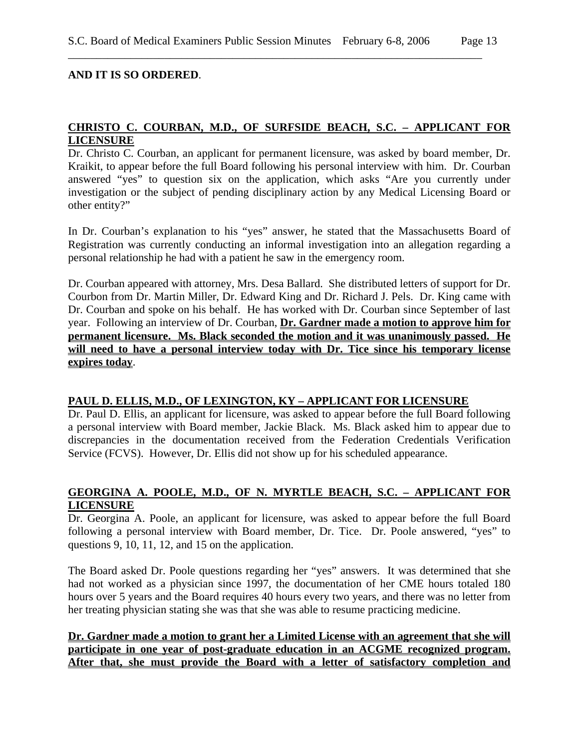**AND IT IS SO ORDERED**.

**CHRISTO C. COURBAN, M.D., OF SURFSIDE BEACH, S.C. – APPLICANT FOR LICENSURE**

Dr. Christo C. Courban, an applicant for permanent licensure, was asked by board member, Dr. Kraikit, to appear before the full Board following his personal interview with him. Dr. Courban answered "yes" to question six on the application, which asks "Are you currently under investigation or the subject of pending disciplinary action by any Medical Licensing Board or other entity?"

In Dr. Courban's explanation to his "yes" answer, he stated that the Massachusetts Board of Registration was currently conducting an informal investigation into an allegation regarding a personal relationship he had with a patient he saw in the emergency room.

Dr. Courban appeared with attorney, Mrs. Desa Ballard. She distributed letters of support for Dr. Courbon from Dr. Martin Miller, Dr. Edward King and Dr. Richard J. Pels. Dr. King came with Dr. Courban and spoke on his behalf. He has worked with Dr. Courban since September of last year. Following an interview of Dr. Courban, **Dr. Gardner made a motion to approve him for permanent licensure. Ms. Black seconded the motion and it was unanimously passed. He will need to have a personal interview today with Dr. Tice since his temporary license expires today**.

**PAUL D. ELLIS, M.D., OF LEXINGTON, KY – APPLICANT FOR LICENSURE**

Dr. Paul D. Ellis, an applicant for licensure, was asked to appear before the full Board following a personal interview with Board member, Jackie Black. Ms. Black asked him to appear due to discrepancies in the documentation received from the Federation Credentials Verification Service (FCVS). However, Dr. Ellis did not show up for his scheduled appearance.

**GEORGINA A. POOLE, M.D., OF N. MYRTLE BEACH, S.C. – APPLICANT FOR LICENSURE**

Dr. Georgina A. Poole, an applicant for licensure, was asked to appear before the full Board following a personal interview with Board member, Dr. Tice. Dr. Poole answered, "yes" to questions 9, 10, 11, 12, and 15 on the application.

The Board asked Dr. Poole questions regarding her "yes" answers. It was determined that she had not worked as a physician since 1997, the documentation of her CME hours totaled 180 hours over 5 years and the Board requires 40 hours every two years, and there was no letter from her treating physician stating she was that she was able to resume practicing medicine.

**Dr. Gardner made a motion to grant her a Limited License with an agreement that she will participate in one year of post-graduate education in an ACGME recognized program. After that, she must provide the Board with a letter of satisfactory completion and**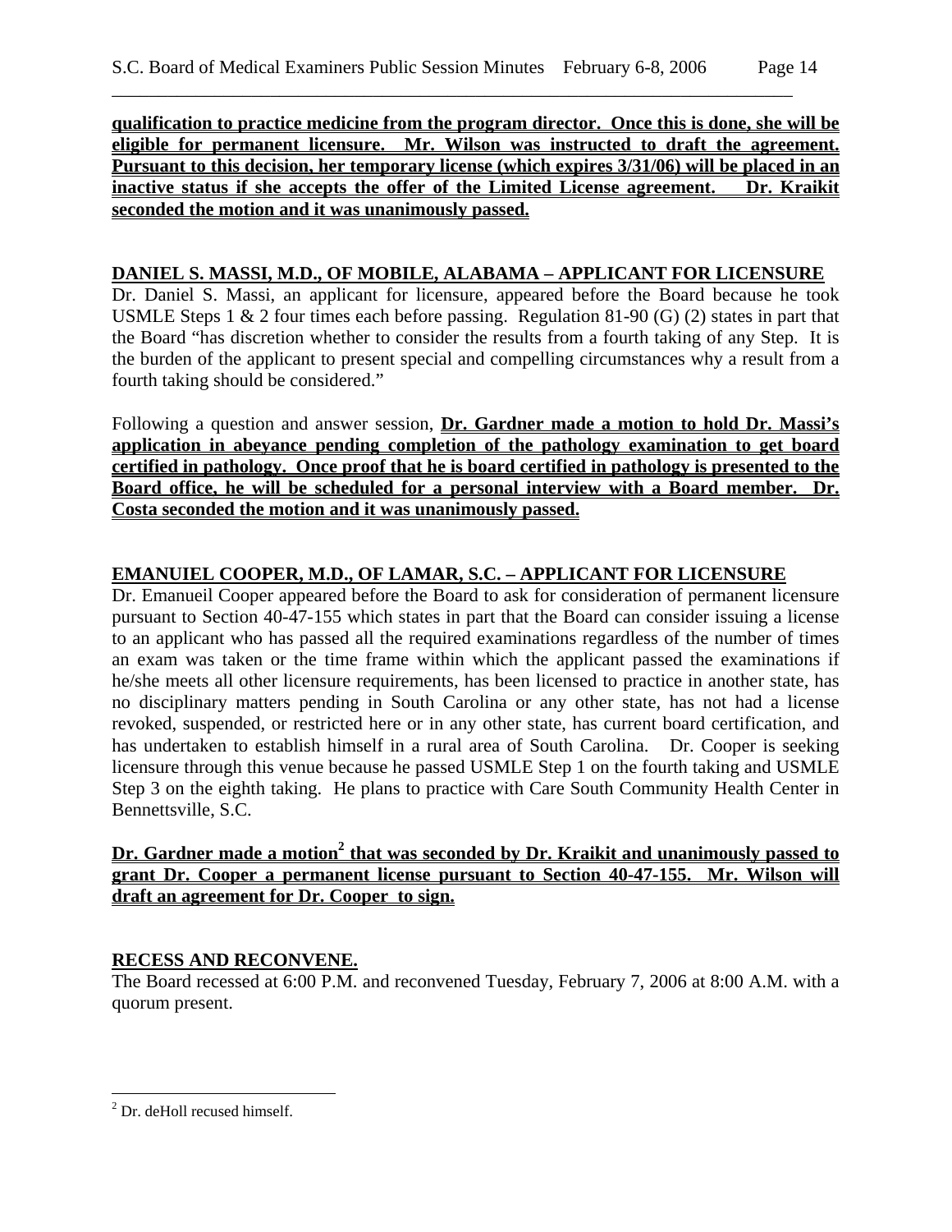**qualification to practice medicine from the program director. Once this is done, she will be eligible for permanent licensure. Mr. Wilson was instructed to draft the agreement. Pursuant to this decision, her temporary license (which expires 3/31/06) will be placed in an inactive status if she accepts the offer of the Limited License agreement. Dr. Kraikit seconded the motion and it was unanimously passed.**

**DANIEL S. MASSI, M.D., OF MOBILE, ALABAMA – APPLICANT FOR LICENSURE**

Dr. Daniel S. Massi, an applicant for licensure, appeared before the Board because he took USMLE Steps 1 & 2 four times each before passing. Regulation 81-90 (G) (2) states in part that the Board "has discretion whether to consider the results from a fourth taking of any Step. It is the burden of the applicant to present special and compelling circumstances why a result from a fourth taking should be considered."

Following a question and answer session, **Dr. Gardner made a motion to hold Dr. Massi's application in abeyance pending completion of the pathology examination to get board certified in pathology. Once proof that he is board certified in pathology is presented to the Board office, he will be scheduled for a personal interview with a Board member. Dr. Costa seconded the motion and it was unanimously passed.**

**EMANUIEL COOPER, M.D., OF LAMAR, S.C. – APPLICANT FOR LICENSURE**

Dr. Emanueil Cooper appeared before the Board to ask for consideration of permanent licensure pursuant to Section 40-47-155 which states in part that the Board can consider issuing a license to an applicant who has passed all the required examinations regardless of the number of times an exam was taken or the time frame within which the applicant passed the examinations if he/she meets all other licensure requirements, has been licensed to practice in another state, has no disciplinary matters pending in South Carolina or any other state, has not had a license revoked, suspended, or restricted here or in any other state, has current board certification, and has undertaken to establish himself in a rural area of South Carolina. Dr. Cooper is seeking licensure through this venue because he passed USMLE Step 1 on the fourth taking and USMLE Step 3 on the eighth taking. He plans to practice with Care South Community Health Center in Bennettsville, S.C.

**Dr. Gardner made a motion[2] that was seconded by Dr. Kraikit and unanimously passed to grant Dr. Cooper a permanent license pursuant to Section 40-47-155. Mr. Wilson will draft an agreement for Dr. Cooper to sign.**

**RECESS AND RECONVENE.**

The Board recessed at 6:00 P.M. and reconvened Tuesday, February 7, 2006 at 8:00 A.M. with a quorum present.

[2] Dr. deHoll recused himself.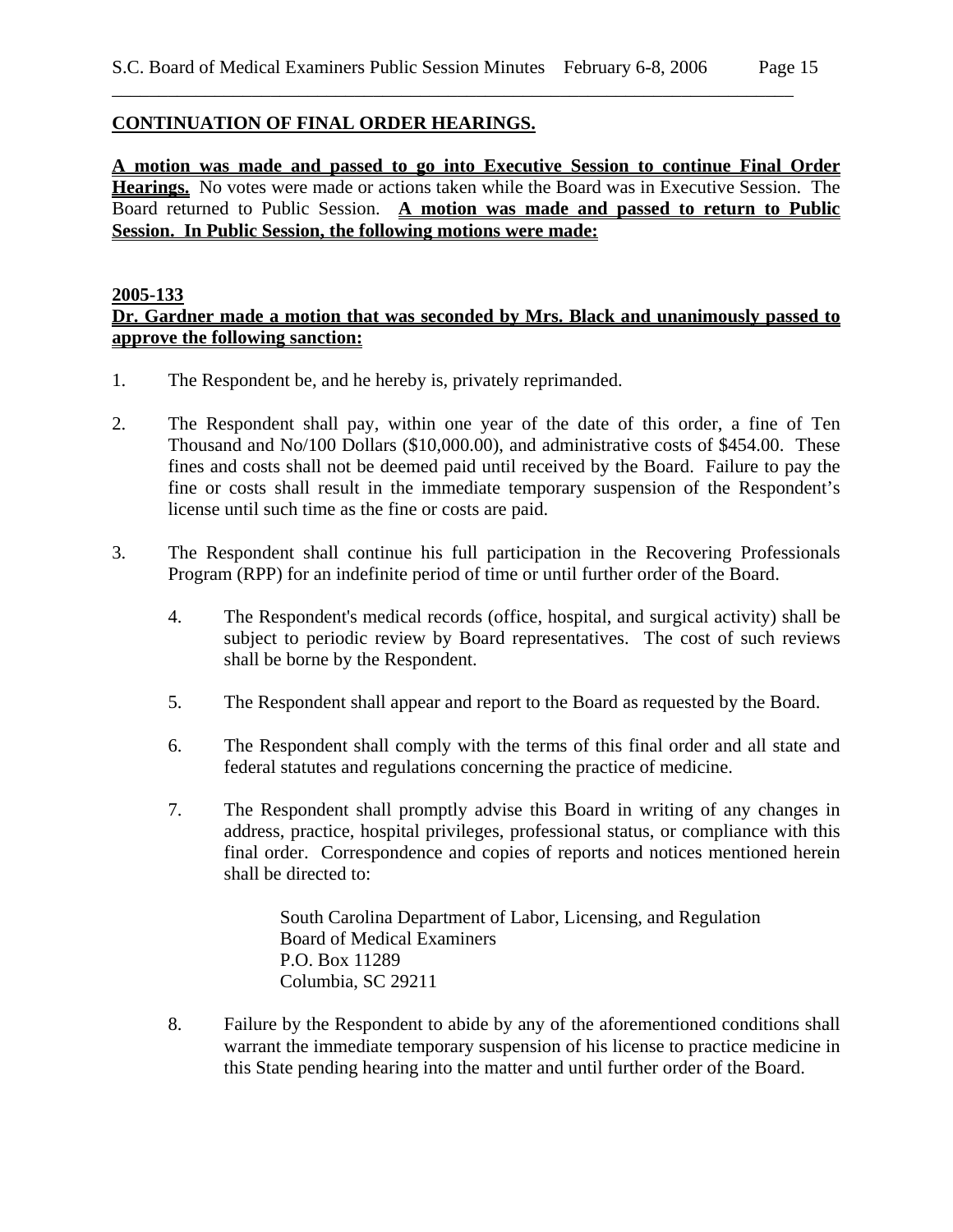**CONTINUATION OF FINAL ORDER HEARINGS.**

**A motion was made and passed to go into Executive Session to continue Final Order Hearings.** No votes were made or actions taken while the Board was in Executive Session. The Board returned to Public Session. **A motion was made and passed to return to Public Session. In Public Session, the following motions were made:**

**2005-133**

**Dr. Gardner made a motion that was seconded by Mrs. Black and unanimously passed to approve the following sanction:**

1. The Respondent be, and he hereby is, privately reprimanded.

2. The Respondent shall pay, within one year of the date of this order, a fine of Ten Thousand and No/100 Dollars ($10,000.00), and administrative costs of $454.00. These fines and costs shall not be deemed paid until received by the Board. Failure to pay the fine or costs shall result in the immediate temporary suspension of the Respondent's license until such time as the fine or costs are paid.

3. The Respondent shall continue his full participation in the Recovering Professionals Program (RPP) for an indefinite period of time or until further order of the Board.

4. The Respondent's medical records (office, hospital, and surgical activity) shall be subject to periodic review by Board representatives. The cost of such reviews shall be borne by the Respondent.

5. The Respondent shall appear and report to the Board as requested by the Board.

6. The Respondent shall comply with the terms of this final order and all state and federal statutes and regulations concerning the practice of medicine.

7. The Respondent shall promptly advise this Board in writing of any changes in address, practice, hospital privileges, professional status, or compliance with this final order. Correspondence and copies of reports and notices mentioned herein shall be directed to:

   South Carolina Department of Labor, Licensing, and Regulation
   Board of Medical Examiners
   P.O. Box 11289
   Columbia, SC 29211

8. Failure by the Respondent to abide by any of the aforementioned conditions shall warrant the immediate temporary suspension of his license to practice medicine in this State pending hearing into the matter and until further order of the Board.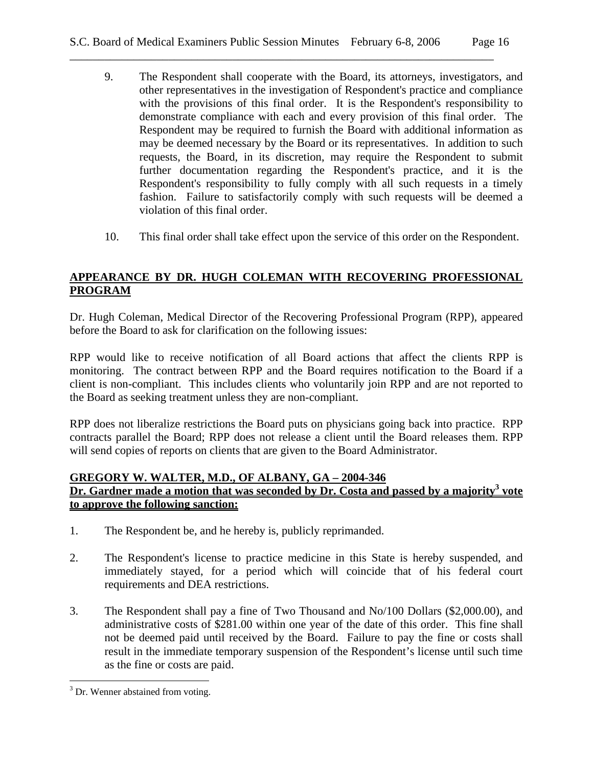9. The Respondent shall cooperate with the Board, its attorneys, investigators, and other representatives in the investigation of Respondent's practice and compliance with the provisions of this final order. It is the Respondent's responsibility to demonstrate compliance with each and every provision of this final order. The Respondent may be required to furnish the Board with additional information as may be deemed necessary by the Board or its representatives. In addition to such requests, the Board, in its discretion, may require the Respondent to submit further documentation regarding the Respondent's practice, and it is the Respondent's responsibility to fully comply with all such requests in a timely fashion. Failure to satisfactorily comply with such requests will be deemed a violation of this final order.

10. This final order shall take effect upon the service of this order on the Respondent.

**APPEARANCE BY DR. HUGH COLEMAN WITH RECOVERING PROFESSIONAL PROGRAM**

Dr. Hugh Coleman, Medical Director of the Recovering Professional Program (RPP), appeared before the Board to ask for clarification on the following issues:

RPP would like to receive notification of all Board actions that affect the clients RPP is monitoring. The contract between RPP and the Board requires notification to the Board if a client is non-compliant. This includes clients who voluntarily join RPP and are not reported to the Board as seeking treatment unless they are non-compliant.

RPP does not liberalize restrictions the Board puts on physicians going back into practice. RPP contracts parallel the Board; RPP does not release a client until the Board releases them. RPP will send copies of reports on clients that are given to the Board Administrator.

**GREGORY W. WALTER, M.D., OF ALBANY, GA – 2004-346**
**Dr. Gardner made a motion that was seconded by Dr. Costa and passed by a majority[3] vote to approve the following sanction:**

1. The Respondent be, and he hereby is, publicly reprimanded.

2. The Respondent's license to practice medicine in this State is hereby suspended, and immediately stayed, for a period which will coincide that of his federal court requirements and DEA restrictions.

3. The Respondent shall pay a fine of Two Thousand and No/100 Dollars ($2,000.00), and administrative costs of $281.00 within one year of the date of this order. This fine shall not be deemed paid until received by the Board. Failure to pay the fine or costs shall result in the immediate temporary suspension of the Respondent's license until such time as the fine or costs are paid.

[3] Dr. Wenner abstained from voting.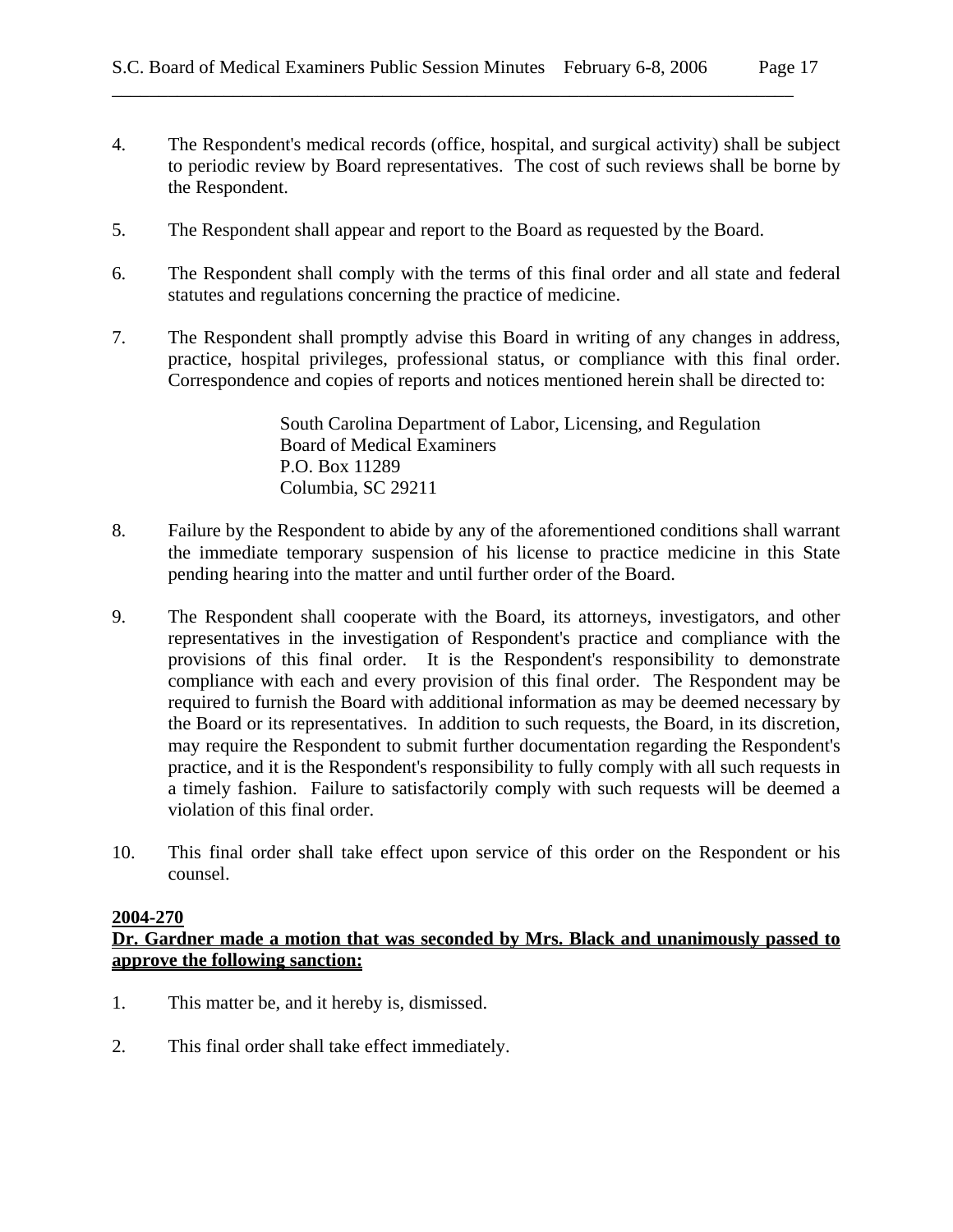4. The Respondent's medical records (office, hospital, and surgical activity) shall be subject to periodic review by Board representatives. The cost of such reviews shall be borne by the Respondent.

5. The Respondent shall appear and report to the Board as requested by the Board.

6. The Respondent shall comply with the terms of this final order and all state and federal statutes and regulations concerning the practice of medicine.

7. The Respondent shall promptly advise this Board in writing of any changes in address, practice, hospital privileges, professional status, or compliance with this final order. Correspondence and copies of reports and notices mentioned herein shall be directed to:

   South Carolina Department of Labor, Licensing, and Regulation
   Board of Medical Examiners
   P.O. Box 11289
   Columbia, SC 29211

8. Failure by the Respondent to abide by any of the aforementioned conditions shall warrant the immediate temporary suspension of his license to practice medicine in this State pending hearing into the matter and until further order of the Board.

9. The Respondent shall cooperate with the Board, its attorneys, investigators, and other representatives in the investigation of Respondent's practice and compliance with the provisions of this final order. It is the Respondent's responsibility to demonstrate compliance with each and every provision of this final order. The Respondent may be required to furnish the Board with additional information as may be deemed necessary by the Board or its representatives. In addition to such requests, the Board, in its discretion, may require the Respondent to submit further documentation regarding the Respondent's practice, and it is the Respondent's responsibility to fully comply with all such requests in a timely fashion. Failure to satisfactorily comply with such requests will be deemed a violation of this final order.

10. This final order shall take effect upon service of this order on the Respondent or his counsel.

**2004-270**

**Dr. Gardner made a motion that was seconded by Mrs. Black and unanimously passed to approve the following sanction:**

1. This matter be, and it hereby is, dismissed.

2. This final order shall take effect immediately.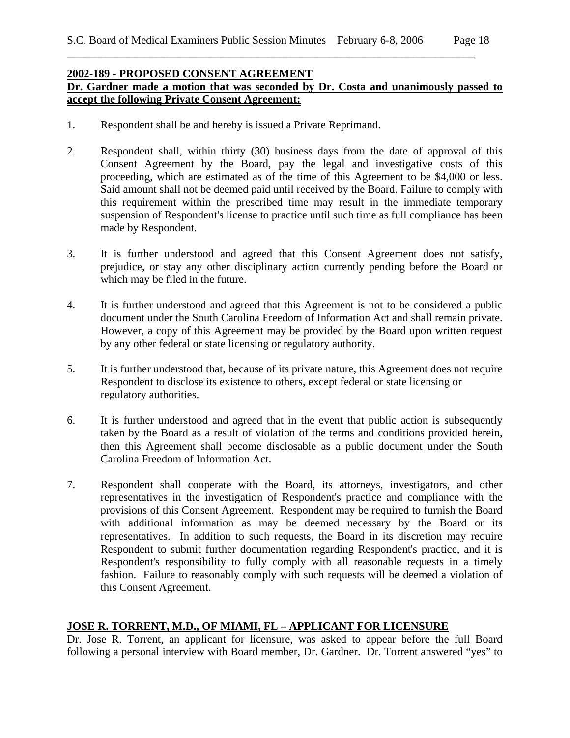**2002-189 - PROPOSED CONSENT AGREEMENT**

**Dr. Gardner made a motion that was seconded by Dr. Costa and unanimously passed to accept the following Private Consent Agreement:**

1. Respondent shall be and hereby is issued a Private Reprimand.

2. Respondent shall, within thirty (30) business days from the date of approval of this Consent Agreement by the Board, pay the legal and investigative costs of this proceeding, which are estimated as of the time of this Agreement to be $4,000 or less. Said amount shall not be deemed paid until received by the Board. Failure to comply with this requirement within the prescribed time may result in the immediate temporary suspension of Respondent's license to practice until such time as full compliance has been made by Respondent.

3. It is further understood and agreed that this Consent Agreement does not satisfy, prejudice, or stay any other disciplinary action currently pending before the Board or which may be filed in the future.

4. It is further understood and agreed that this Agreement is not to be considered a public document under the South Carolina Freedom of Information Act and shall remain private. However, a copy of this Agreement may be provided by the Board upon written request by any other federal or state licensing or regulatory authority.

5. It is further understood that, because of its private nature, this Agreement does not require Respondent to disclose its existence to others, except federal or state licensing or regulatory authorities.

6. It is further understood and agreed that in the event that public action is subsequently taken by the Board as a result of violation of the terms and conditions provided herein, then this Agreement shall become disclosable as a public document under the South Carolina Freedom of Information Act.

7. Respondent shall cooperate with the Board, its attorneys, investigators, and other representatives in the investigation of Respondent's practice and compliance with the provisions of this Consent Agreement. Respondent may be required to furnish the Board with additional information as may be deemed necessary by the Board or its representatives. In addition to such requests, the Board in its discretion may require Respondent to submit further documentation regarding Respondent's practice, and it is Respondent's responsibility to fully comply with all reasonable requests in a timely fashion. Failure to reasonably comply with such requests will be deemed a violation of this Consent Agreement.

**JOSE R. TORRENT, M.D., OF MIAMI, FL – APPLICANT FOR LICENSURE**

Dr. Jose R. Torrent, an applicant for licensure, was asked to appear before the full Board following a personal interview with Board member, Dr. Gardner. Dr. Torrent answered "yes" to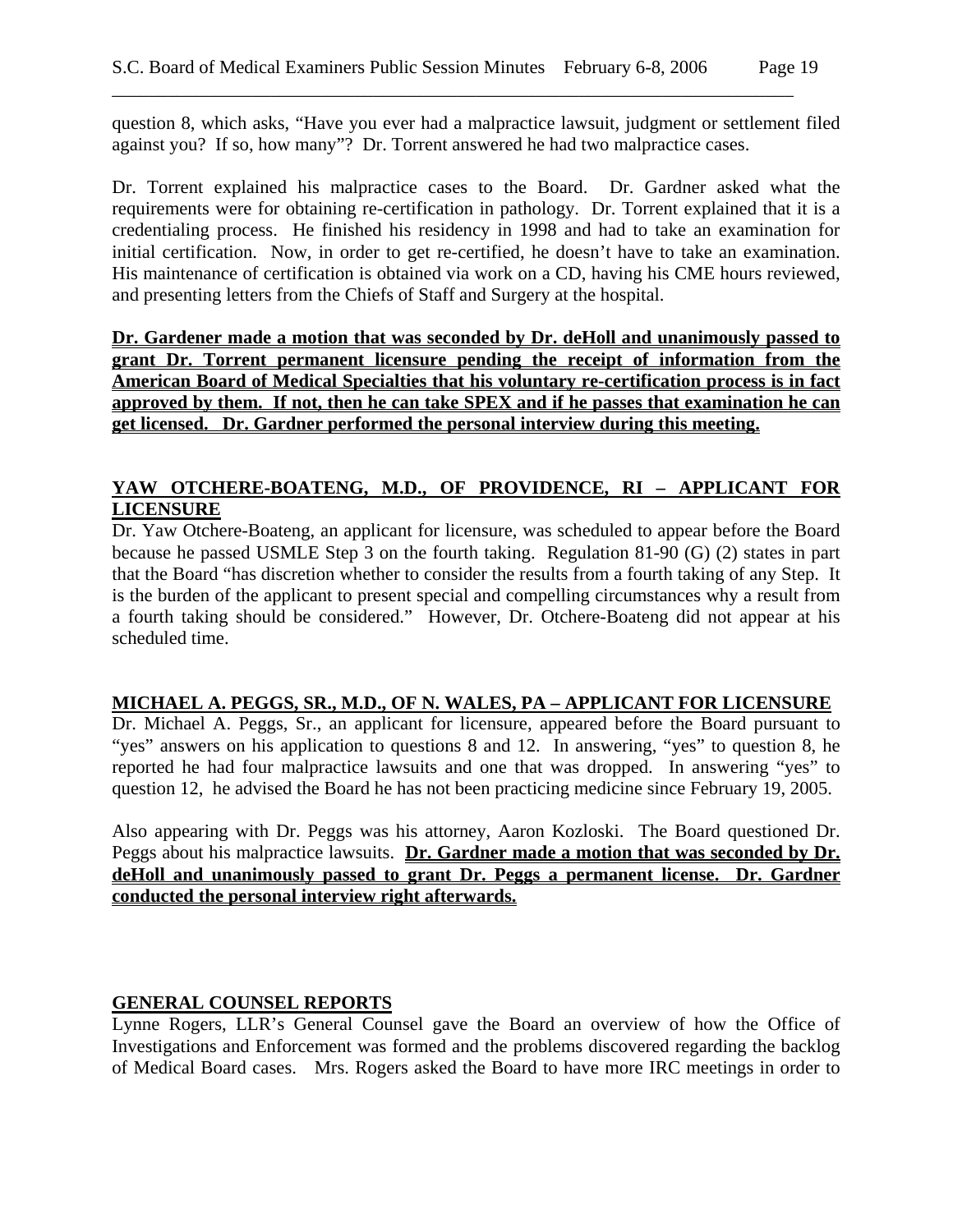question 8, which asks, "Have you ever had a malpractice lawsuit, judgment or settlement filed against you? If so, how many"? Dr. Torrent answered he had two malpractice cases.

Dr. Torrent explained his malpractice cases to the Board. Dr. Gardner asked what the requirements were for obtaining re-certification in pathology. Dr. Torrent explained that it is a credentialing process. He finished his residency in 1998 and had to take an examination for initial certification. Now, in order to get re-certified, he doesn't have to take an examination. His maintenance of certification is obtained via work on a CD, having his CME hours reviewed, and presenting letters from the Chiefs of Staff and Surgery at the hospital.

**Dr. Gardener made a motion that was seconded by Dr. deHoll and unanimously passed to grant Dr. Torrent permanent licensure pending the receipt of information from the American Board of Medical Specialties that his voluntary re-certification process is in fact approved by them. If not, then he can take SPEX and if he passes that examination he can get licensed. Dr. Gardner performed the personal interview during this meeting.**

## YAW OTCHERE-BOATENG, M.D., OF PROVIDENCE, RI – APPLICANT FOR LICENSURE

Dr. Yaw Otchere-Boateng, an applicant for licensure, was scheduled to appear before the Board because he passed USMLE Step 3 on the fourth taking. Regulation 81-90 (G) (2) states in part that the Board "has discretion whether to consider the results from a fourth taking of any Step. It is the burden of the applicant to present special and compelling circumstances why a result from a fourth taking should be considered." However, Dr. Otchere-Boateng did not appear at his scheduled time.

## MICHAEL A. PEGGS, SR., M.D., OF N. WALES, PA – APPLICANT FOR LICENSURE

Dr. Michael A. Peggs, Sr., an applicant for licensure, appeared before the Board pursuant to "yes" answers on his application to questions 8 and 12. In answering, "yes" to question 8, he reported he had four malpractice lawsuits and one that was dropped. In answering "yes" to question 12, he advised the Board he has not been practicing medicine since February 19, 2005.

Also appearing with Dr. Peggs was his attorney, Aaron Kozloski. The Board questioned Dr. Peggs about his malpractice lawsuits. **Dr. Gardner made a motion that was seconded by Dr. deHoll and unanimously passed to grant Dr. Peggs a permanent license. Dr. Gardner conducted the personal interview right afterwards.**

## GENERAL COUNSEL REPORTS

Lynne Rogers, LLR's General Counsel gave the Board an overview of how the Office of Investigations and Enforcement was formed and the problems discovered regarding the backlog of Medical Board cases. Mrs. Rogers asked the Board to have more IRC meetings in order to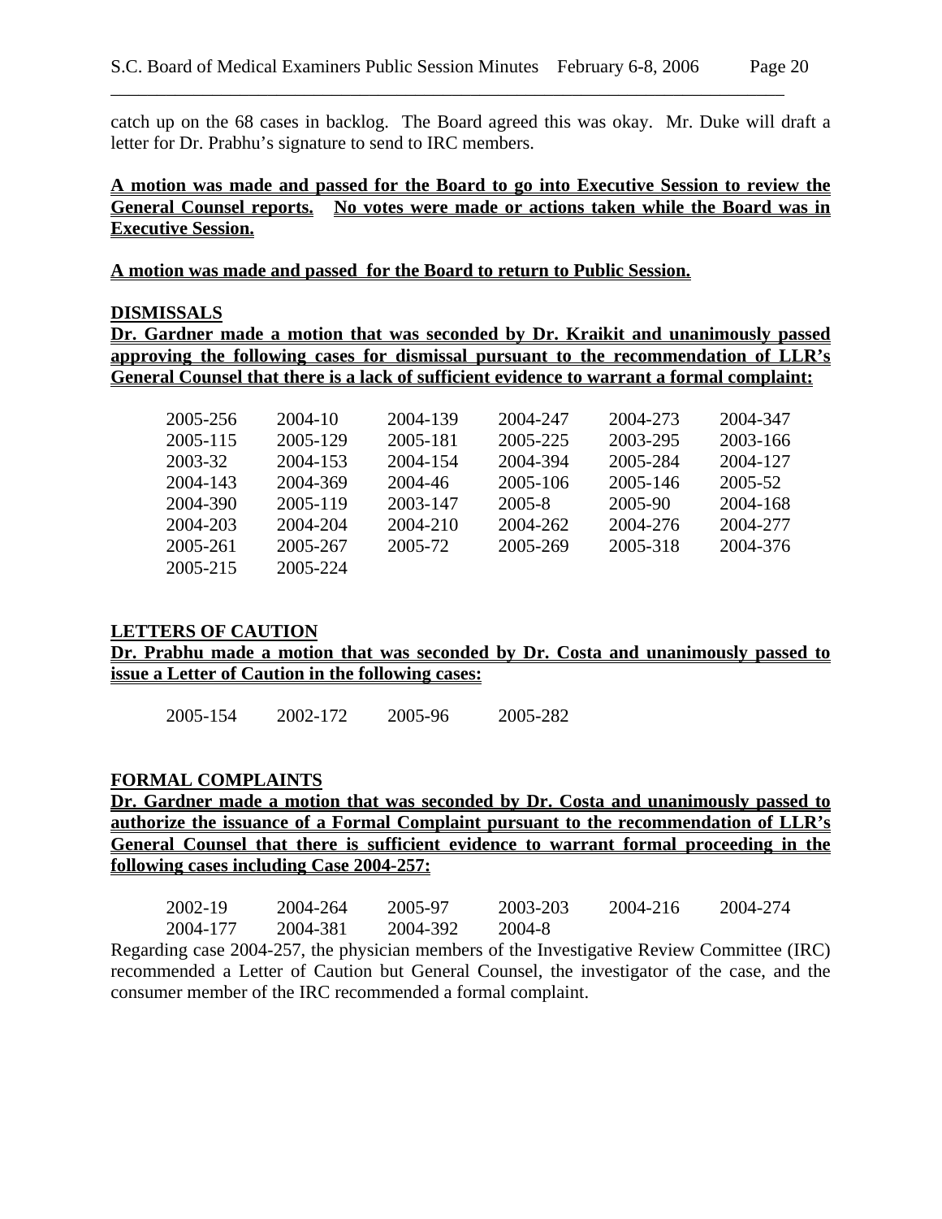catch up on the 68 cases in backlog. The Board agreed this was okay. Mr. Duke will draft a letter for Dr. Prabhu's signature to send to IRC members.

**A motion was made and passed for the Board to go into Executive Session to review the General Counsel reports. No votes were made or actions taken while the Board was in Executive Session.**

**A motion was made and passed for the Board to return to Public Session.**

**DISMISSALS**

**Dr. Gardner made a motion that was seconded by Dr. Kraikit and unanimously passed approving the following cases for dismissal pursuant to the recommendation of LLR's General Counsel that there is a lack of sufficient evidence to warrant a formal complaint:**

| | | | | | |
|---|---|---|---|---|---|
| 2005-256 | 2004-10 | 2004-139 | 2004-247 | 2004-273 | 2004-347 |
| 2005-115 | 2005-129 | 2005-181 | 2005-225 | 2003-295 | 2003-166 |
| 2003-32 | 2004-153 | 2004-154 | 2004-394 | 2005-284 | 2004-127 |
| 2004-143 | 2004-369 | 2004-46 | 2005-106 | 2005-146 | 2005-52 |
| 2004-390 | 2005-119 | 2003-147 | 2005-8 | 2005-90 | 2004-168 |
| 2004-203 | 2004-204 | 2004-210 | 2004-262 | 2004-276 | 2004-277 |
| 2005-261 | 2005-267 | 2005-72 | 2005-269 | 2005-318 | 2004-376 |
| 2005-215 | 2005-224 | | | | |

**LETTERS OF CAUTION**

**Dr. Prabhu made a motion that was seconded by Dr. Costa and unanimously passed to issue a Letter of Caution in the following cases:**

| | | | |
|---|---|---|---|
| 2005-154 | 2002-172 | 2005-96 | 2005-282 |

**FORMAL COMPLAINTS**

**Dr. Gardner made a motion that was seconded by Dr. Costa and unanimously passed to authorize the issuance of a Formal Complaint pursuant to the recommendation of LLR's General Counsel that there is sufficient evidence to warrant formal proceeding in the following cases including Case 2004-257:**

| | | | | | |
|---|---|---|---|---|---|
| 2002-19 | 2004-264 | 2005-97 | 2003-203 | 2004-216 | 2004-274 |
| 2004-177 | 2004-381 | 2004-392 | 2004-8 | | |

Regarding case 2004-257, the physician members of the Investigative Review Committee (IRC) recommended a Letter of Caution but General Counsel, the investigator of the case, and the consumer member of the IRC recommended a formal complaint.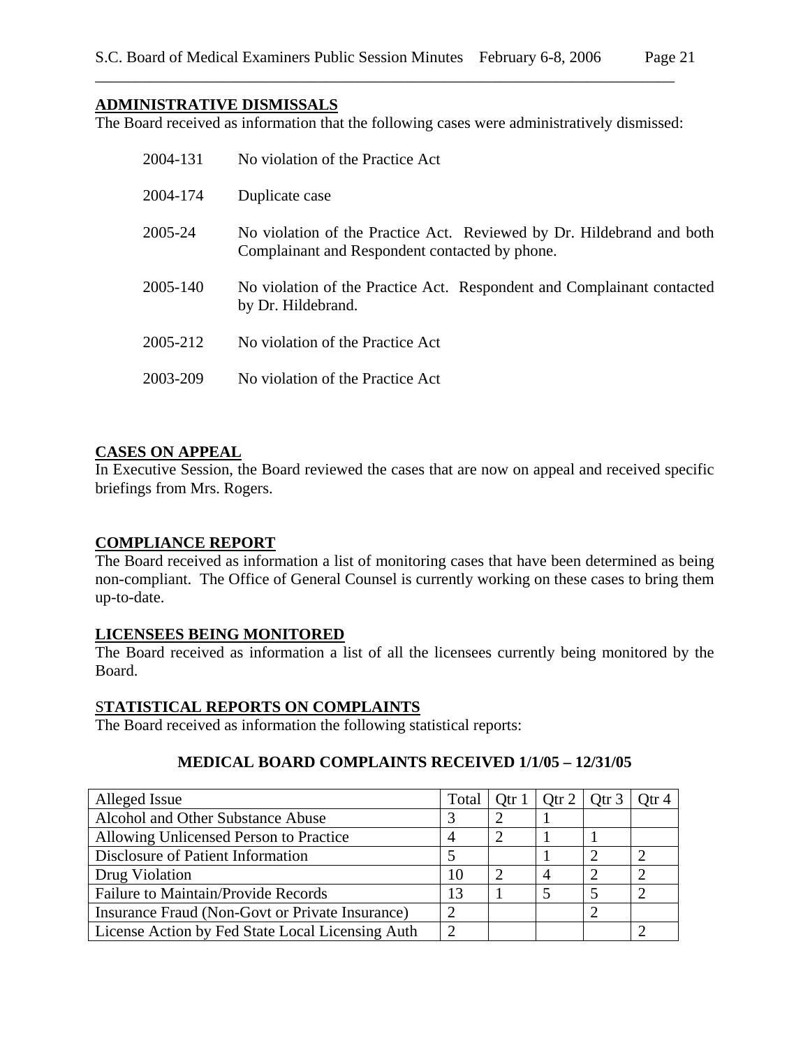## ADMINISTRATIVE DISMISSALS

The Board received as information that the following cases were administratively dismissed:

| | |
|---|---|
| 2004-131 | No violation of the Practice Act |
| 2004-174 | Duplicate case |
| 2005-24 | No violation of the Practice Act. Reviewed by Dr. Hildebrand and both Complainant and Respondent contacted by phone. |
| 2005-140 | No violation of the Practice Act. Respondent and Complainant contacted by Dr. Hildebrand. |
| 2005-212 | No violation of the Practice Act |
| 2003-209 | No violation of the Practice Act |

## CASES ON APPEAL

In Executive Session, the Board reviewed the cases that are now on appeal and received specific briefings from Mrs. Rogers.

## COMPLIANCE REPORT

The Board received as information a list of monitoring cases that have been determined as being non-compliant. The Office of General Counsel is currently working on these cases to bring them up-to-date.

## LICENSEES BEING MONITORED

The Board received as information a list of all the licensees currently being monitored by the Board.

## STATISTICAL REPORTS ON COMPLAINTS

The Board received as information the following statistical reports:

### MEDICAL BOARD COMPLAINTS RECEIVED 1/1/05 – 12/31/05

| Alleged Issue | Total | Qtr 1 | Qtr 2 | Qtr 3 | Qtr 4 |
|---|---|---|---|---|---|
| Alcohol and Other Substance Abuse | 3 | 2 | 1 | | |
| Allowing Unlicensed Person to Practice | 4 | 2 | 1 | 1 | |
| Disclosure of Patient Information | 5 | | 1 | 2 | 2 |
| Drug Violation | 10 | 2 | 4 | 2 | 2 |
| Failure to Maintain/Provide Records | 13 | 1 | 5 | 5 | 2 |
| Insurance Fraud (Non-Govt or Private Insurance) | 2 | | | 2 | |
| License Action by Fed State Local Licensing Auth | 2 | | | | 2 |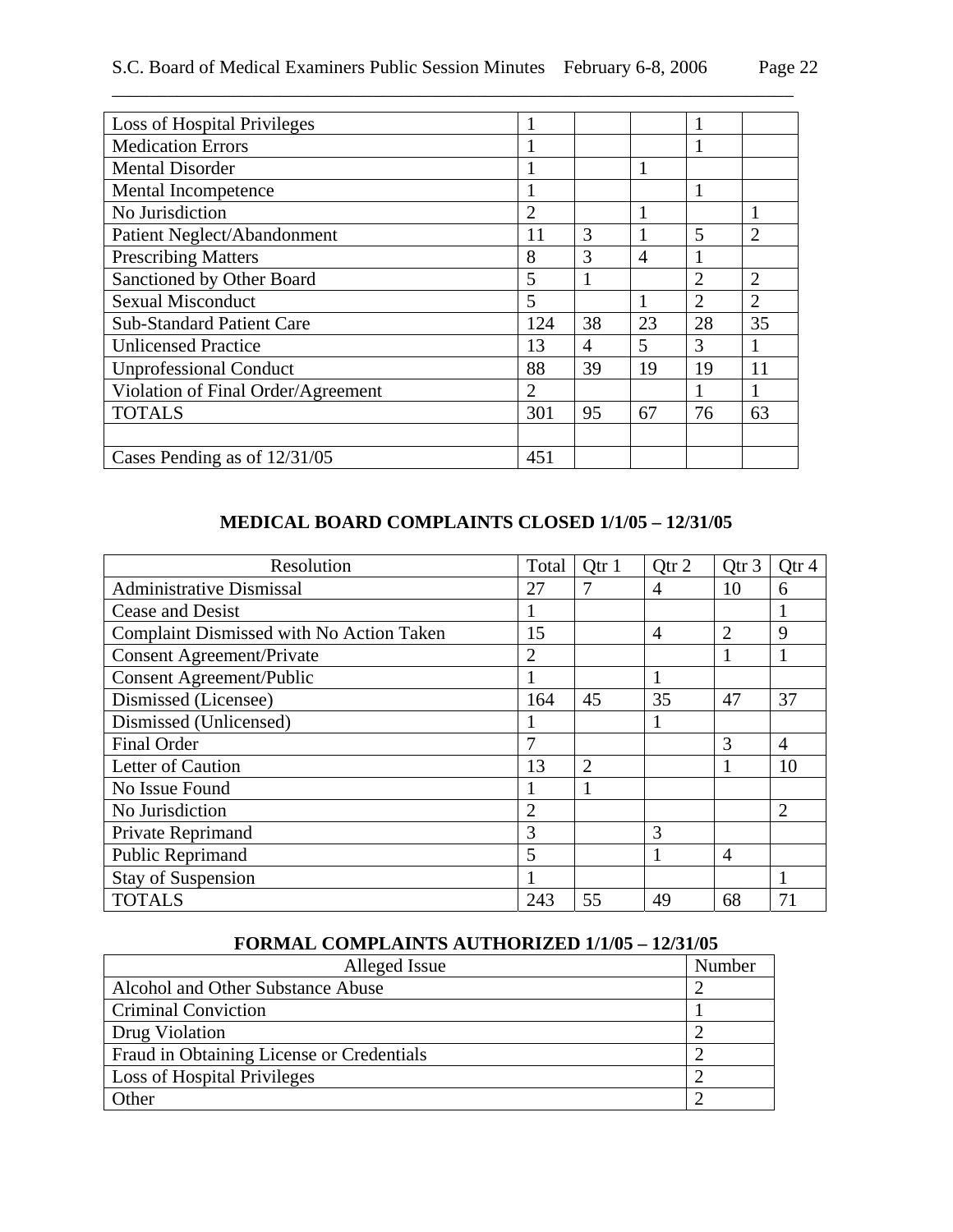| | | | | | |
|---|---|---|---|---|---|
| Loss of Hospital Privileges | 1 | | | 1 | |
| Medication Errors | 1 | | | 1 | |
| Mental Disorder | 1 | | 1 | | |
| Mental Incompetence | 1 | | | 1 | |
| No Jurisdiction | 2 | | 1 | | 1 |
| Patient Neglect/Abandonment | 11 | 3 | 1 | 5 | 2 |
| Prescribing Matters | 8 | 3 | 4 | 1 | |
| Sanctioned by Other Board | 5 | 1 | | 2 | 2 |
| Sexual Misconduct | 5 | | 1 | 2 | 2 |
| Sub-Standard Patient Care | 124 | 38 | 23 | 28 | 35 |
| Unlicensed Practice | 13 | 4 | 5 | 3 | 1 |
| Unprofessional Conduct | 88 | 39 | 19 | 19 | 11 |
| Violation of Final Order/Agreement | 2 | | | 1 | 1 |
| TOTALS | 301 | 95 | 67 | 76 | 63 |
| | | | | | |
| Cases Pending as of 12/31/05 | 451 | | | | |

## MEDICAL BOARD COMPLAINTS CLOSED 1/1/05 – 12/31/05

| Resolution | Total | Qtr 1 | Qtr 2 | Qtr 3 | Qtr 4 |
|---|---|---|---|---|---|
| Administrative Dismissal | 27 | 7 | 4 | 10 | 6 |
| Cease and Desist | 1 | | | | 1 |
| Complaint Dismissed with No Action Taken | 15 | | 4 | 2 | 9 |
| Consent Agreement/Private | 2 | | | 1 | 1 |
| Consent Agreement/Public | 1 | | 1 | | |
| Dismissed (Licensee) | 164 | 45 | 35 | 47 | 37 |
| Dismissed (Unlicensed) | 1 | | 1 | | |
| Final Order | 7 | | | 3 | 4 |
| Letter of Caution | 13 | 2 | | 1 | 10 |
| No Issue Found | 1 | 1 | | | |
| No Jurisdiction | 2 | | | | 2 |
| Private Reprimand | 3 | | 3 | | |
| Public Reprimand | 5 | | 1 | 4 | |
| Stay of Suspension | 1 | | | | 1 |
| TOTALS | 243 | 55 | 49 | 68 | 71 |

## FORMAL COMPLAINTS AUTHORIZED 1/1/05 – 12/31/05

| Alleged Issue | Number |
|---|---|
| Alcohol and Other Substance Abuse | 2 |
| Criminal Conviction | 1 |
| Drug Violation | 2 |
| Fraud in Obtaining License or Credentials | 2 |
| Loss of Hospital Privileges | 2 |
| Other | 2 |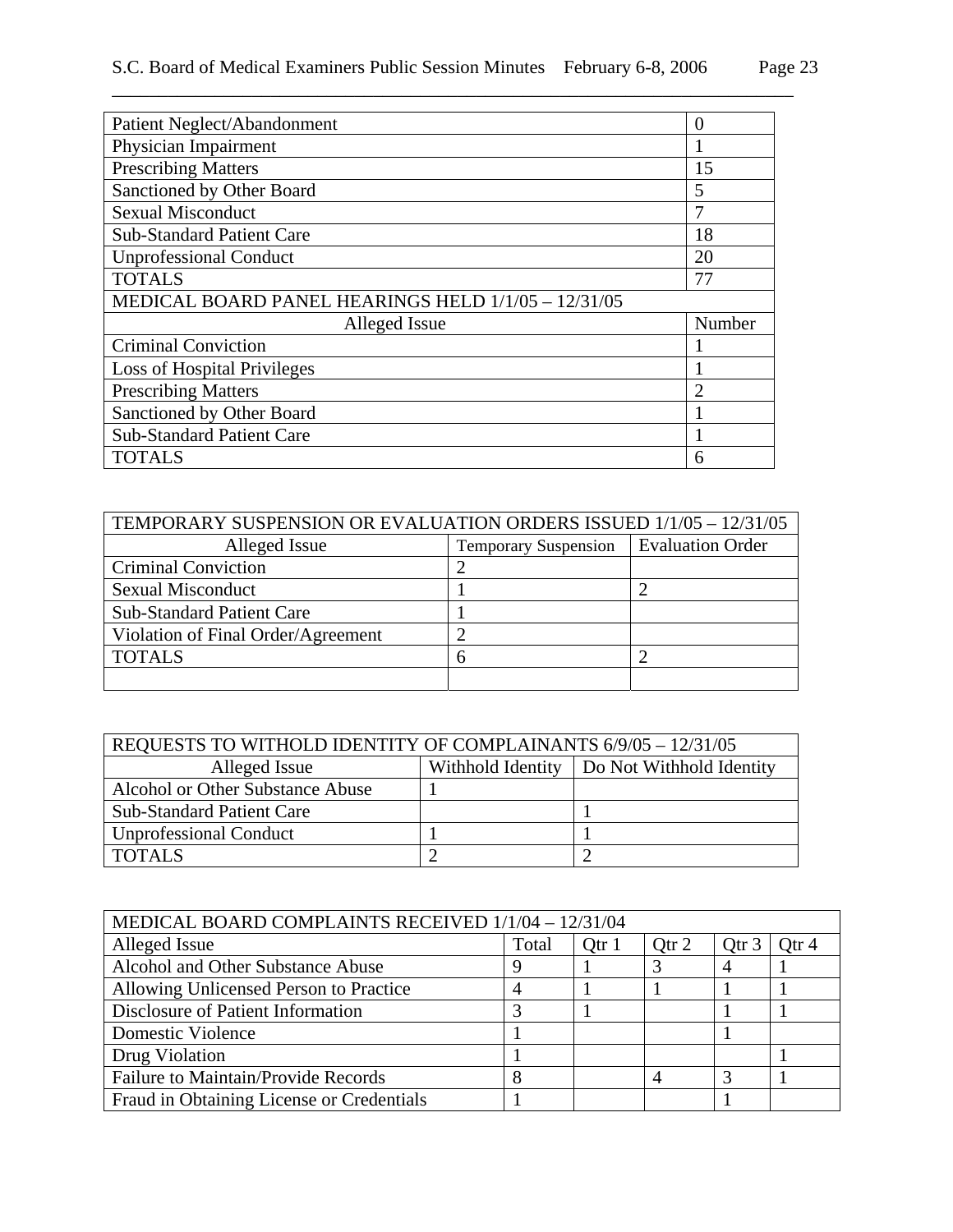| | |
|---|---|
| Patient Neglect/Abandonment | 0 |
| Physician Impairment | 1 |
| Prescribing Matters | 15 |
| Sanctioned by Other Board | 5 |
| Sexual Misconduct | 7 |
| Sub-Standard Patient Care | 18 |
| Unprofessional Conduct | 20 |
| TOTALS | 77 |

| MEDICAL BOARD PANEL HEARINGS HELD 1/1/05 – 12/31/05 | |
|---|---|
| Alleged Issue | Number |
| Criminal Conviction | 1 |
| Loss of Hospital Privileges | 1 |
| Prescribing Matters | 2 |
| Sanctioned by Other Board | 1 |
| Sub-Standard Patient Care | 1 |
| TOTALS | 6 |

| TEMPORARY SUSPENSION OR EVALUATION ORDERS ISSUED 1/1/05 – 12/31/05 | | |
|---|---|---|
| Alleged Issue | Temporary Suspension | Evaluation Order |
| Criminal Conviction | 2 | |
| Sexual Misconduct | 1 | 2 |
| Sub-Standard Patient Care | 1 | |
| Violation of Final Order/Agreement | 2 | |
| TOTALS | 6 | 2 |
| | | |

| REQUESTS TO WITHOLD IDENTITY OF COMPLAINANTS 6/9/05 – 12/31/05 | | |
|---|---|---|
| Alleged Issue | Withhold Identity | Do Not Withhold Identity |
| Alcohol or Other Substance Abuse | 1 | |
| Sub-Standard Patient Care | | 1 |
| Unprofessional Conduct | 1 | 1 |
| TOTALS | 2 | 2 |

| MEDICAL BOARD COMPLAINTS RECEIVED 1/1/04 – 12/31/04 | | | | | |
|---|---|---|---|---|---|
| Alleged Issue | Total | Qtr 1 | Qtr 2 | Qtr 3 | Qtr 4 |
| Alcohol and Other Substance Abuse | 9 | 1 | 3 | 4 | 1 |
| Allowing Unlicensed Person to Practice | 4 | 1 | 1 | 1 | 1 |
| Disclosure of Patient Information | 3 | 1 | | 1 | 1 |
| Domestic Violence | 1 | | | 1 | |
| Drug Violation | 1 | | | | 1 |
| Failure to Maintain/Provide Records | 8 | | 4 | 3 | 1 |
| Fraud in Obtaining License or Credentials | 1 | | | 1 | |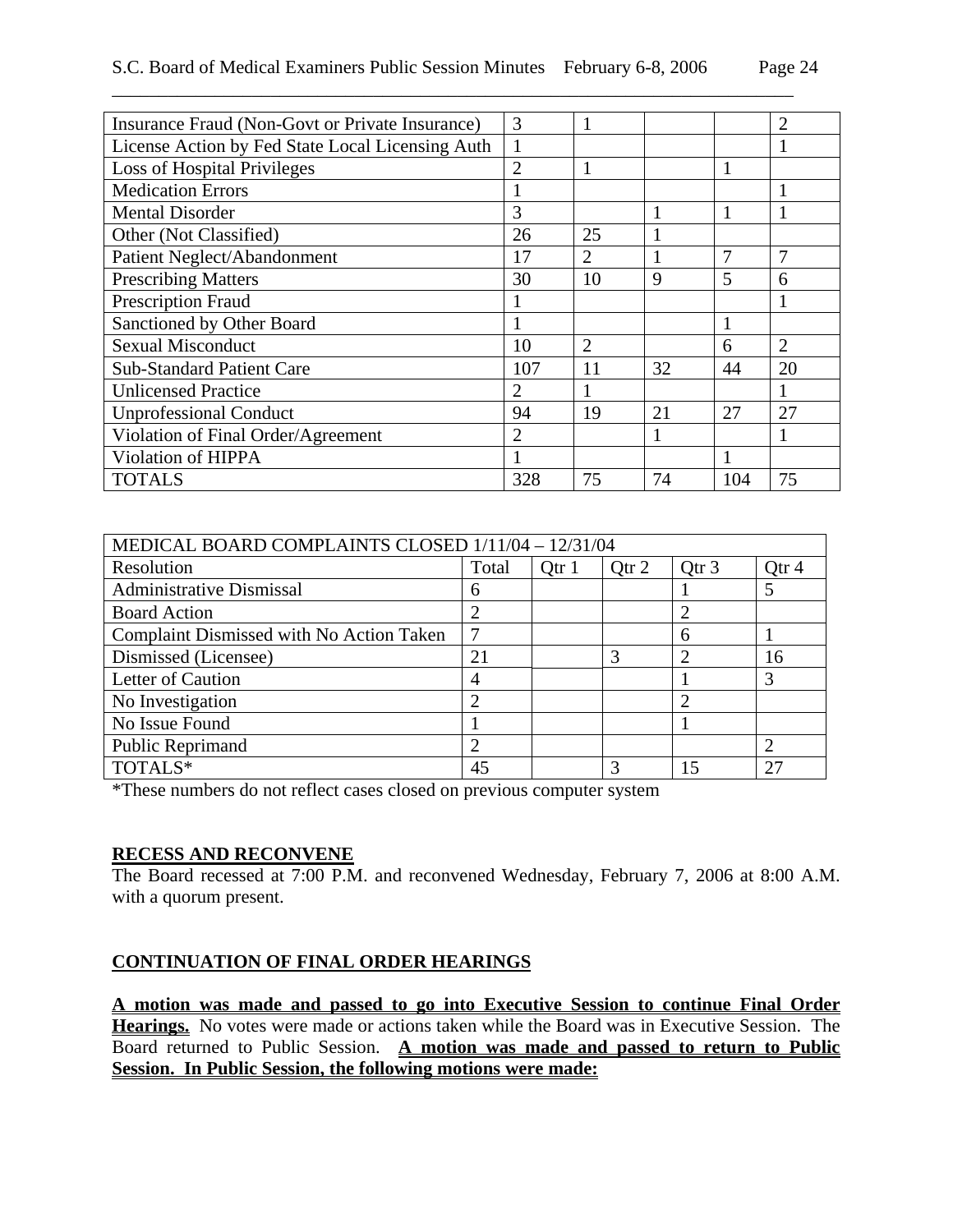| | | | | | |
|---|---|---|---|---|---|
| Insurance Fraud (Non-Govt or Private Insurance) | 3 | 1 | | | 2 |
| License Action by Fed State Local Licensing Auth | 1 | | | | 1 |
| Loss of Hospital Privileges | 2 | 1 | | 1 | |
| Medication Errors | 1 | | | | 1 |
| Mental Disorder | 3 | | 1 | 1 | 1 |
| Other (Not Classified) | 26 | 25 | 1 | | |
| Patient Neglect/Abandonment | 17 | 2 | 1 | 7 | 7 |
| Prescribing Matters | 30 | 10 | 9 | 5 | 6 |
| Prescription Fraud | 1 | | | | 1 |
| Sanctioned by Other Board | 1 | | | 1 | |
| Sexual Misconduct | 10 | 2 | | 6 | 2 |
| Sub-Standard Patient Care | 107 | 11 | 32 | 44 | 20 |
| Unlicensed Practice | 2 | 1 | | | 1 |
| Unprofessional Conduct | 94 | 19 | 21 | 27 | 27 |
| Violation of Final Order/Agreement | 2 | | 1 | | 1 |
| Violation of HIPPA | 1 | | | 1 | |
| TOTALS | 328 | 75 | 74 | 104 | 75 |

| MEDICAL BOARD COMPLAINTS CLOSED 1/11/04 – 12/31/04 | | | | | |
|---|---|---|---|---|---|
| Resolution | Total | Qtr 1 | Qtr 2 | Qtr 3 | Qtr 4 |
| Administrative Dismissal | 6 | | | 1 | 5 |
| Board Action | 2 | | | 2 | |
| Complaint Dismissed with No Action Taken | 7 | | | 6 | 1 |
| Dismissed (Licensee) | 21 | | 3 | 2 | 16 |
| Letter of Caution | 4 | | | 1 | 3 |
| No Investigation | 2 | | | 2 | |
| No Issue Found | 1 | | | 1 | |
| Public Reprimand | 2 | | | | 2 |
| TOTALS* | 45 | | 3 | 15 | 27 |

*These numbers do not reflect cases closed on previous computer system

## RECESS AND RECONVENE

The Board recessed at 7:00 P.M. and reconvened Wednesday, February 7, 2006 at 8:00 A.M. with a quorum present.

## CONTINUATION OF FINAL ORDER HEARINGS

**A motion was made and passed to go into Executive Session to continue Final Order Hearings.** No votes were made or actions taken while the Board was in Executive Session. The Board returned to Public Session. **A motion was made and passed to return to Public Session. In Public Session, the following motions were made:**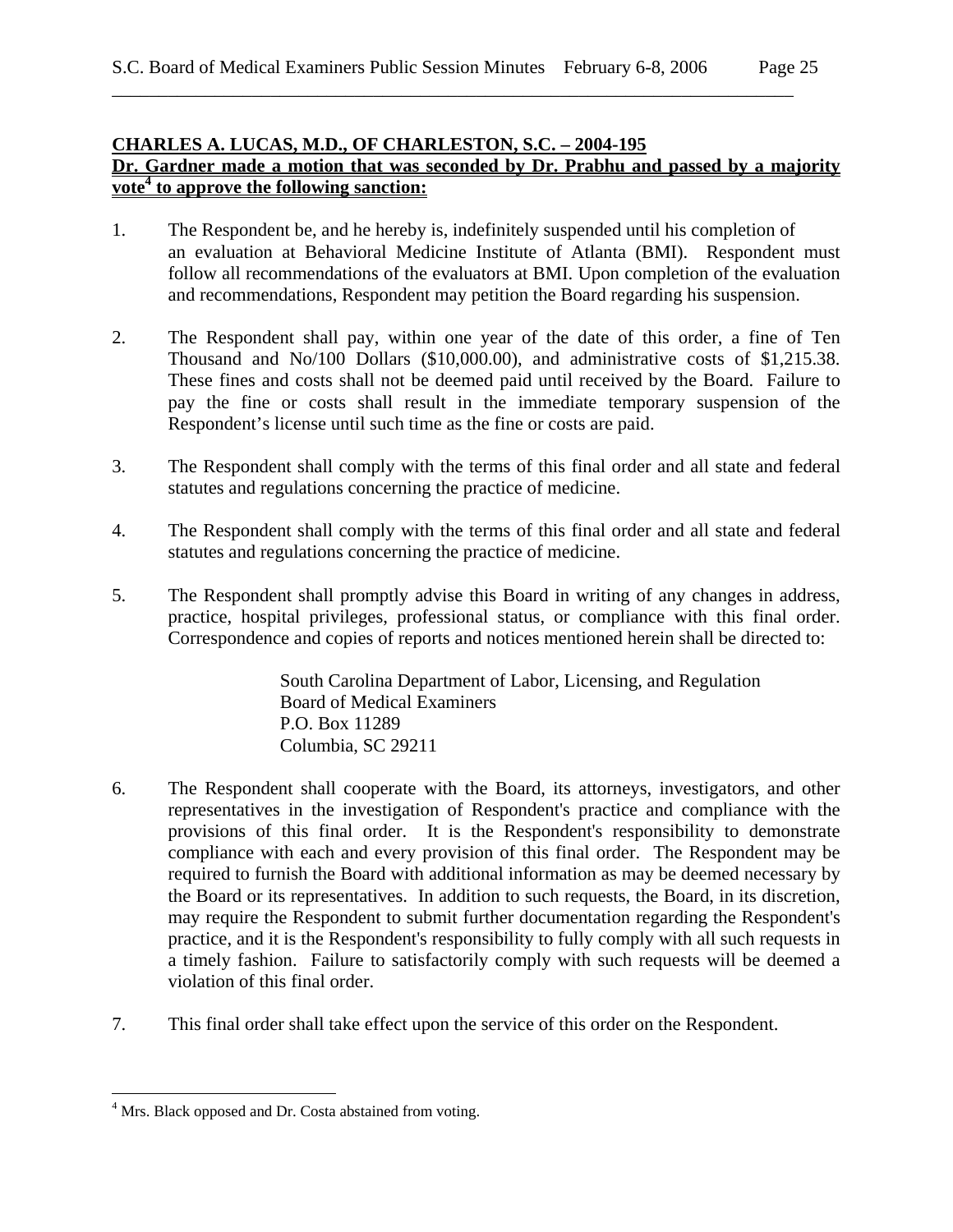**CHARLES A. LUCAS, M.D., OF CHARLESTON, S.C. – 2004-195**

**Dr. Gardner made a motion that was seconded by Dr. Prabhu and passed by a majority vote[4] to approve the following sanction:**

1. The Respondent be, and he hereby is, indefinitely suspended until his completion of an evaluation at Behavioral Medicine Institute of Atlanta (BMI). Respondent must follow all recommendations of the evaluators at BMI. Upon completion of the evaluation and recommendations, Respondent may petition the Board regarding his suspension.

2. The Respondent shall pay, within one year of the date of this order, a fine of Ten Thousand and No/100 Dollars ($10,000.00), and administrative costs of $1,215.38. These fines and costs shall not be deemed paid until received by the Board. Failure to pay the fine or costs shall result in the immediate temporary suspension of the Respondent's license until such time as the fine or costs are paid.

3. The Respondent shall comply with the terms of this final order and all state and federal statutes and regulations concerning the practice of medicine.

4. The Respondent shall comply with the terms of this final order and all state and federal statutes and regulations concerning the practice of medicine.

5. The Respondent shall promptly advise this Board in writing of any changes in address, practice, hospital privileges, professional status, or compliance with this final order. Correspondence and copies of reports and notices mentioned herein shall be directed to:

   South Carolina Department of Labor, Licensing, and Regulation
   Board of Medical Examiners
   P.O. Box 11289
   Columbia, SC 29211

6. The Respondent shall cooperate with the Board, its attorneys, investigators, and other representatives in the investigation of Respondent's practice and compliance with the provisions of this final order. It is the Respondent's responsibility to demonstrate compliance with each and every provision of this final order. The Respondent may be required to furnish the Board with additional information as may be deemed necessary by the Board or its representatives. In addition to such requests, the Board, in its discretion, may require the Respondent to submit further documentation regarding the Respondent's practice, and it is the Respondent's responsibility to fully comply with all such requests in a timely fashion. Failure to satisfactorily comply with such requests will be deemed a violation of this final order.

7. This final order shall take effect upon the service of this order on the Respondent.

---

[4] Mrs. Black opposed and Dr. Costa abstained from voting.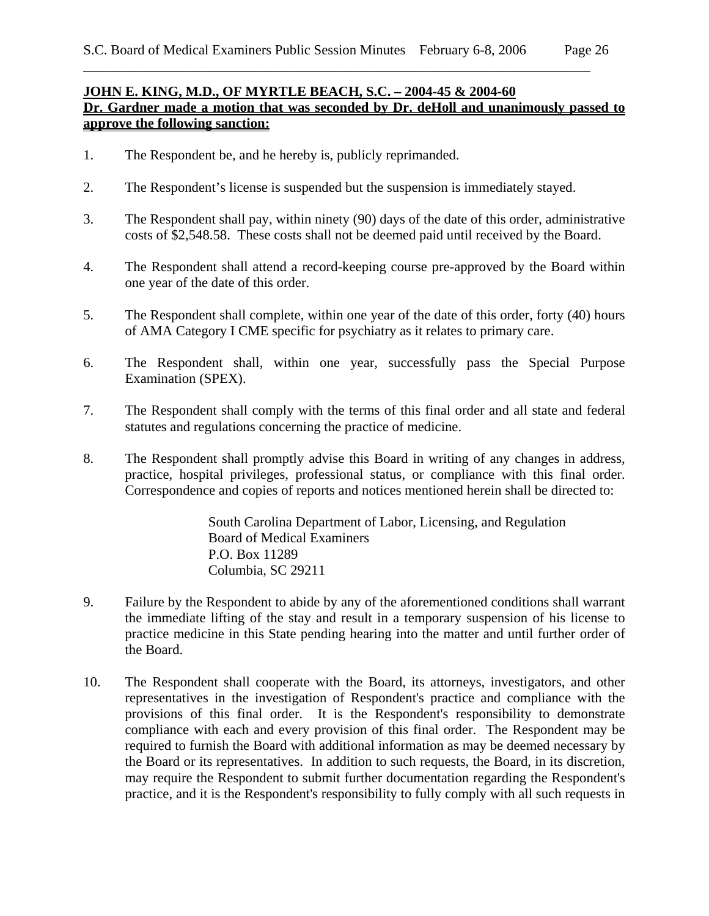**JOHN E. KING, M.D., OF MYRTLE BEACH, S.C. – 2004-45 & 2004-60**
**Dr. Gardner made a motion that was seconded by Dr. deHoll and unanimously passed to approve the following sanction:**

1. The Respondent be, and he hereby is, publicly reprimanded.

2. The Respondent's license is suspended but the suspension is immediately stayed.

3. The Respondent shall pay, within ninety (90) days of the date of this order, administrative costs of $2,548.58. These costs shall not be deemed paid until received by the Board.

4. The Respondent shall attend a record-keeping course pre-approved by the Board within one year of the date of this order.

5. The Respondent shall complete, within one year of the date of this order, forty (40) hours of AMA Category I CME specific for psychiatry as it relates to primary care.

6. The Respondent shall, within one year, successfully pass the Special Purpose Examination (SPEX).

7. The Respondent shall comply with the terms of this final order and all state and federal statutes and regulations concerning the practice of medicine.

8. The Respondent shall promptly advise this Board in writing of any changes in address, practice, hospital privileges, professional status, or compliance with this final order. Correspondence and copies of reports and notices mentioned herein shall be directed to:

   South Carolina Department of Labor, Licensing, and Regulation
   Board of Medical Examiners
   P.O. Box 11289
   Columbia, SC 29211

9. Failure by the Respondent to abide by any of the aforementioned conditions shall warrant the immediate lifting of the stay and result in a temporary suspension of his license to practice medicine in this State pending hearing into the matter and until further order of the Board.

10. The Respondent shall cooperate with the Board, its attorneys, investigators, and other representatives in the investigation of Respondent's practice and compliance with the provisions of this final order. It is the Respondent's responsibility to demonstrate compliance with each and every provision of this final order. The Respondent may be required to furnish the Board with additional information as may be deemed necessary by the Board or its representatives. In addition to such requests, the Board, in its discretion, may require the Respondent to submit further documentation regarding the Respondent's practice, and it is the Respondent's responsibility to fully comply with all such requests in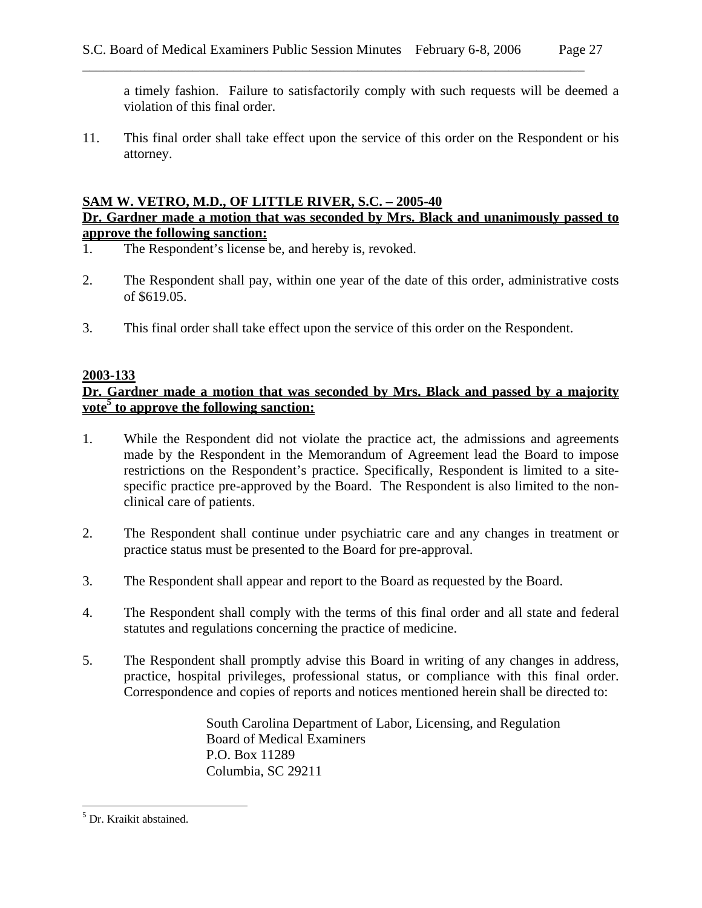a timely fashion. Failure to satisfactorily comply with such requests will be deemed a violation of this final order.

11. This final order shall take effect upon the service of this order on the Respondent or his attorney.

**SAM W. VETRO, M.D., OF LITTLE RIVER, S.C. – 2005-40**

**Dr. Gardner made a motion that was seconded by Mrs. Black and unanimously passed to approve the following sanction:**

1. The Respondent's license be, and hereby is, revoked.

2. The Respondent shall pay, within one year of the date of this order, administrative costs of $619.05.

3. This final order shall take effect upon the service of this order on the Respondent.

**2003-133**

**Dr. Gardner made a motion that was seconded by Mrs. Black and passed by a majority vote[5] to approve the following sanction:**

1. While the Respondent did not violate the practice act, the admissions and agreements made by the Respondent in the Memorandum of Agreement lead the Board to impose restrictions on the Respondent's practice. Specifically, Respondent is limited to a site-specific practice pre-approved by the Board. The Respondent is also limited to the non-clinical care of patients.

2. The Respondent shall continue under psychiatric care and any changes in treatment or practice status must be presented to the Board for pre-approval.

3. The Respondent shall appear and report to the Board as requested by the Board.

4. The Respondent shall comply with the terms of this final order and all state and federal statutes and regulations concerning the practice of medicine.

5. The Respondent shall promptly advise this Board in writing of any changes in address, practice, hospital privileges, professional status, or compliance with this final order. Correspondence and copies of reports and notices mentioned herein shall be directed to:

   South Carolina Department of Labor, Licensing, and Regulation
   Board of Medical Examiners
   P.O. Box 11289
   Columbia, SC 29211

[5] Dr. Kraikit abstained.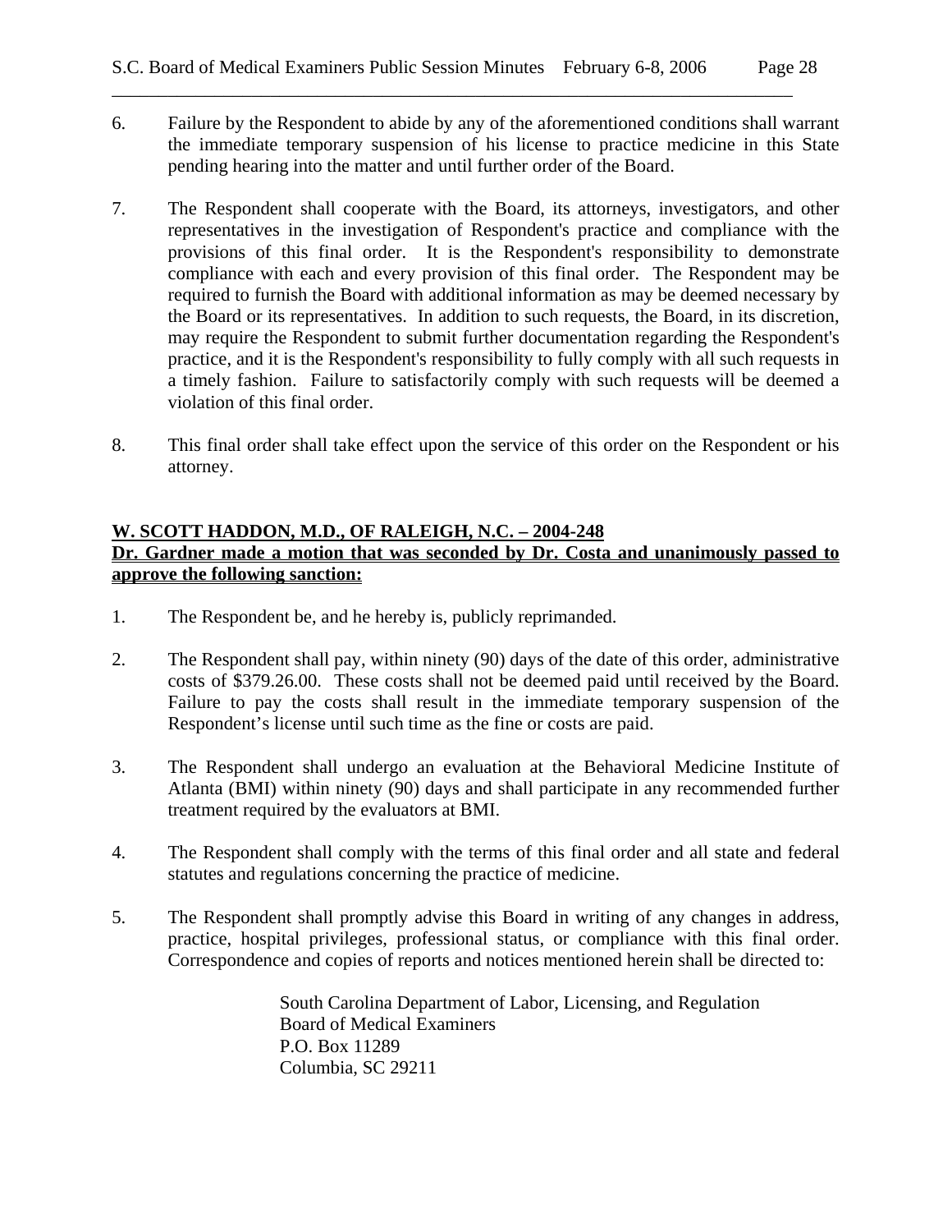6. Failure by the Respondent to abide by any of the aforementioned conditions shall warrant the immediate temporary suspension of his license to practice medicine in this State pending hearing into the matter and until further order of the Board.

7. The Respondent shall cooperate with the Board, its attorneys, investigators, and other representatives in the investigation of Respondent's practice and compliance with the provisions of this final order. It is the Respondent's responsibility to demonstrate compliance with each and every provision of this final order. The Respondent may be required to furnish the Board with additional information as may be deemed necessary by the Board or its representatives. In addition to such requests, the Board, in its discretion, may require the Respondent to submit further documentation regarding the Respondent's practice, and it is the Respondent's responsibility to fully comply with all such requests in a timely fashion. Failure to satisfactorily comply with such requests will be deemed a violation of this final order.

8. This final order shall take effect upon the service of this order on the Respondent or his attorney.

**W. SCOTT HADDON, M.D., OF RALEIGH, N.C. – 2004-248**
**Dr. Gardner made a motion that was seconded by Dr. Costa and unanimously passed to approve the following sanction:**

1. The Respondent be, and he hereby is, publicly reprimanded.

2. The Respondent shall pay, within ninety (90) days of the date of this order, administrative costs of $379.26.00. These costs shall not be deemed paid until received by the Board. Failure to pay the costs shall result in the immediate temporary suspension of the Respondent's license until such time as the fine or costs are paid.

3. The Respondent shall undergo an evaluation at the Behavioral Medicine Institute of Atlanta (BMI) within ninety (90) days and shall participate in any recommended further treatment required by the evaluators at BMI.

4. The Respondent shall comply with the terms of this final order and all state and federal statutes and regulations concerning the practice of medicine.

5. The Respondent shall promptly advise this Board in writing of any changes in address, practice, hospital privileges, professional status, or compliance with this final order. Correspondence and copies of reports and notices mentioned herein shall be directed to:

   South Carolina Department of Labor, Licensing, and Regulation
   Board of Medical Examiners
   P.O. Box 11289
   Columbia, SC 29211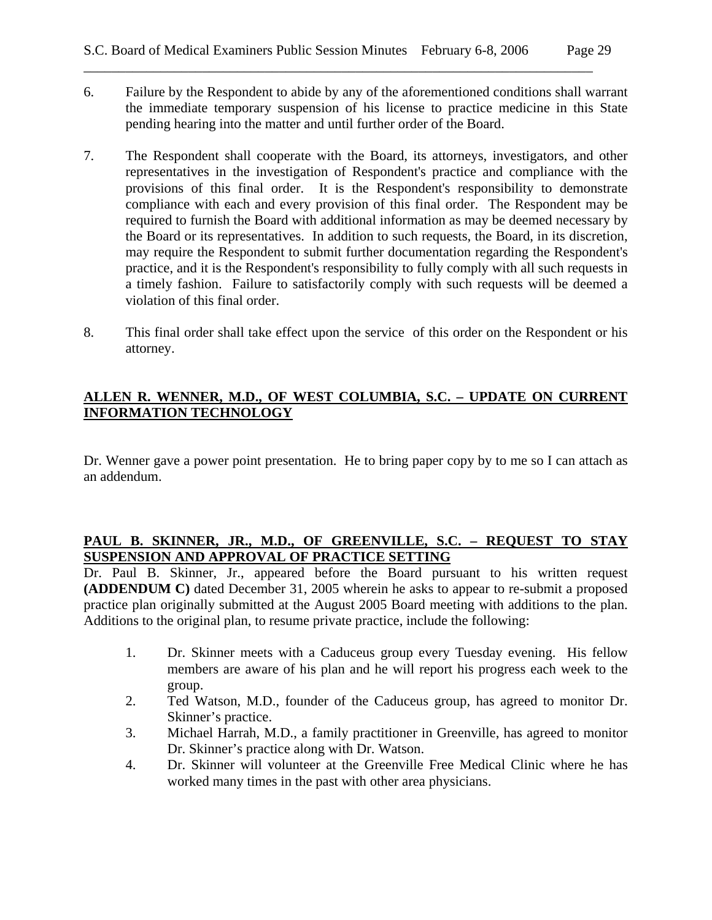6. Failure by the Respondent to abide by any of the aforementioned conditions shall warrant the immediate temporary suspension of his license to practice medicine in this State pending hearing into the matter and until further order of the Board.

7. The Respondent shall cooperate with the Board, its attorneys, investigators, and other representatives in the investigation of Respondent's practice and compliance with the provisions of this final order. It is the Respondent's responsibility to demonstrate compliance with each and every provision of this final order. The Respondent may be required to furnish the Board with additional information as may be deemed necessary by the Board or its representatives. In addition to such requests, the Board, in its discretion, may require the Respondent to submit further documentation regarding the Respondent's practice, and it is the Respondent's responsibility to fully comply with all such requests in a timely fashion. Failure to satisfactorily comply with such requests will be deemed a violation of this final order.

8. This final order shall take effect upon the service of this order on the Respondent or his attorney.

**ALLEN R. WENNER, M.D., OF WEST COLUMBIA, S.C. – UPDATE ON CURRENT INFORMATION TECHNOLOGY**

Dr. Wenner gave a power point presentation. He to bring paper copy by to me so I can attach as an addendum.

**PAUL B. SKINNER, JR., M.D., OF GREENVILLE, S.C. – REQUEST TO STAY SUSPENSION AND APPROVAL OF PRACTICE SETTING**

Dr. Paul B. Skinner, Jr., appeared before the Board pursuant to his written request **(ADDENDUM C)** dated December 31, 2005 wherein he asks to appear to re-submit a proposed practice plan originally submitted at the August 2005 Board meeting with additions to the plan. Additions to the original plan, to resume private practice, include the following:

1. Dr. Skinner meets with a Caduceus group every Tuesday evening. His fellow members are aware of his plan and he will report his progress each week to the group.
2. Ted Watson, M.D., founder of the Caduceus group, has agreed to monitor Dr. Skinner's practice.
3. Michael Harrah, M.D., a family practitioner in Greenville, has agreed to monitor Dr. Skinner's practice along with Dr. Watson.
4. Dr. Skinner will volunteer at the Greenville Free Medical Clinic where he has worked many times in the past with other area physicians.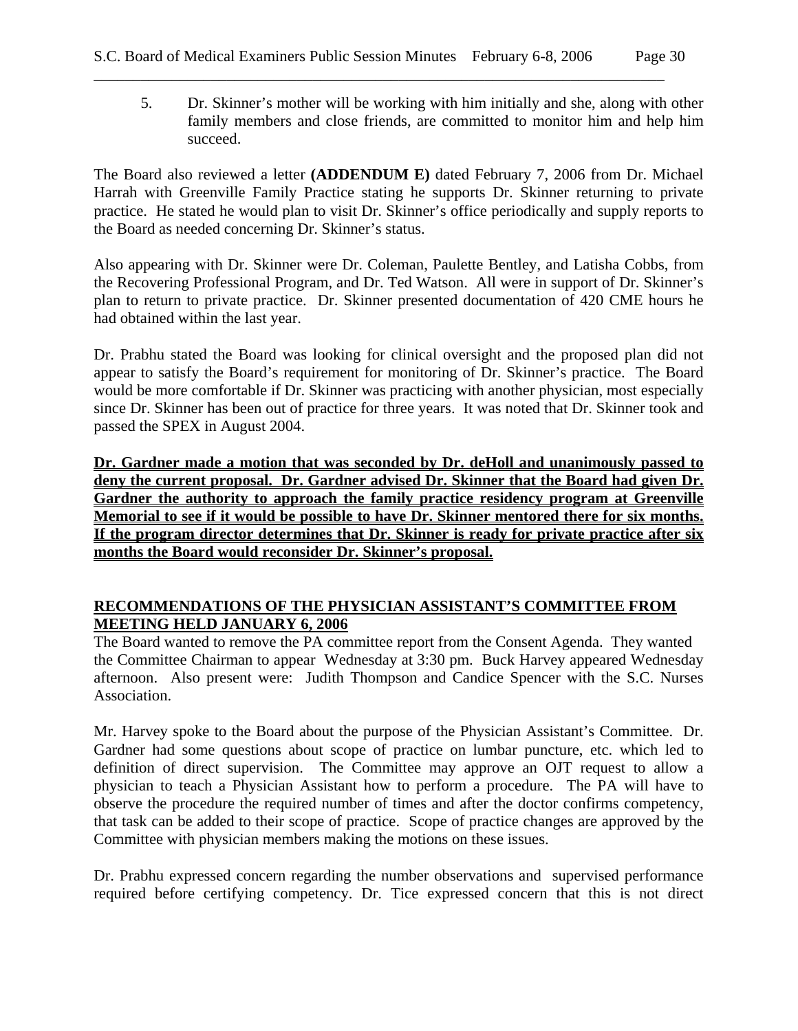5. Dr. Skinner's mother will be working with him initially and she, along with other family members and close friends, are committed to monitor him and help him succeed.

The Board also reviewed a letter **(ADDENDUM E)** dated February 7, 2006 from Dr. Michael Harrah with Greenville Family Practice stating he supports Dr. Skinner returning to private practice. He stated he would plan to visit Dr. Skinner's office periodically and supply reports to the Board as needed concerning Dr. Skinner's status.

Also appearing with Dr. Skinner were Dr. Coleman, Paulette Bentley, and Latisha Cobbs, from the Recovering Professional Program, and Dr. Ted Watson. All were in support of Dr. Skinner's plan to return to private practice. Dr. Skinner presented documentation of 420 CME hours he had obtained within the last year.

Dr. Prabhu stated the Board was looking for clinical oversight and the proposed plan did not appear to satisfy the Board's requirement for monitoring of Dr. Skinner's practice. The Board would be more comfortable if Dr. Skinner was practicing with another physician, most especially since Dr. Skinner has been out of practice for three years. It was noted that Dr. Skinner took and passed the SPEX in August 2004.

**Dr. Gardner made a motion that was seconded by Dr. deHoll and unanimously passed to deny the current proposal. Dr. Gardner advised Dr. Skinner that the Board had given Dr. Gardner the authority to approach the family practice residency program at Greenville Memorial to see if it would be possible to have Dr. Skinner mentored there for six months. If the program director determines that Dr. Skinner is ready for private practice after six months the Board would reconsider Dr. Skinner's proposal.**

## RECOMMENDATIONS OF THE PHYSICIAN ASSISTANT'S COMMITTEE FROM MEETING HELD JANUARY 6, 2006

The Board wanted to remove the PA committee report from the Consent Agenda. They wanted the Committee Chairman to appear Wednesday at 3:30 pm. Buck Harvey appeared Wednesday afternoon. Also present were: Judith Thompson and Candice Spencer with the S.C. Nurses Association.

Mr. Harvey spoke to the Board about the purpose of the Physician Assistant's Committee. Dr. Gardner had some questions about scope of practice on lumbar puncture, etc. which led to definition of direct supervision. The Committee may approve an OJT request to allow a physician to teach a Physician Assistant how to perform a procedure. The PA will have to observe the procedure the required number of times and after the doctor confirms competency, that task can be added to their scope of practice. Scope of practice changes are approved by the Committee with physician members making the motions on these issues.

Dr. Prabhu expressed concern regarding the number observations and supervised performance required before certifying competency. Dr. Tice expressed concern that this is not direct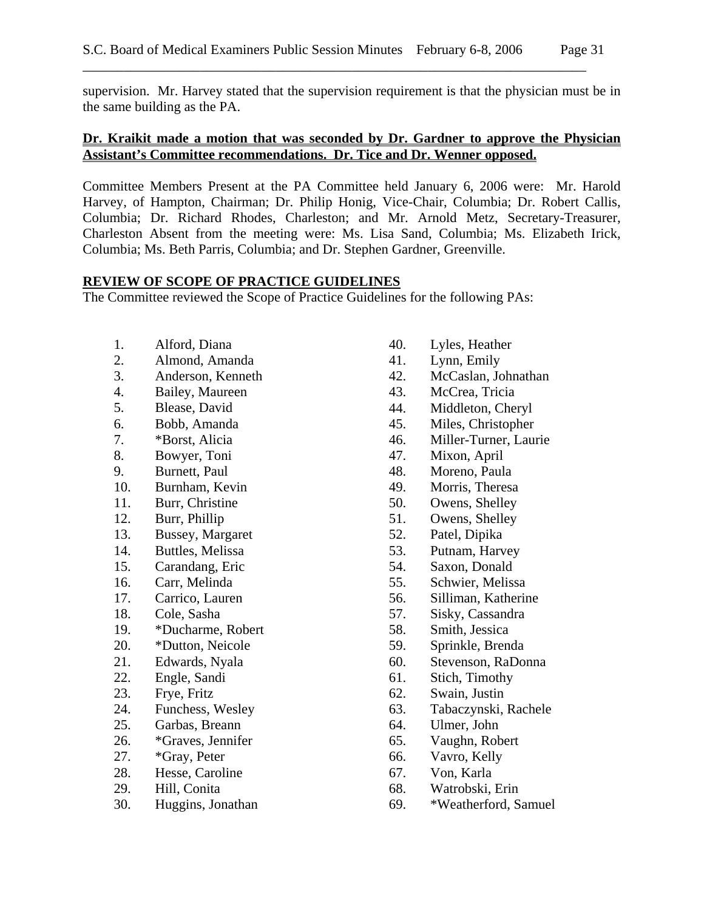supervision. Mr. Harvey stated that the supervision requirement is that the physician must be in the same building as the PA.

**Dr. Kraikit made a motion that was seconded by Dr. Gardner to approve the Physician Assistant's Committee recommendations. Dr. Tice and Dr. Wenner opposed.**

Committee Members Present at the PA Committee held January 6, 2006 were: Mr. Harold Harvey, of Hampton, Chairman; Dr. Philip Honig, Vice-Chair, Columbia; Dr. Robert Callis, Columbia; Dr. Richard Rhodes, Charleston; and Mr. Arnold Metz, Secretary-Treasurer, Charleston Absent from the meeting were: Ms. Lisa Sand, Columbia; Ms. Elizabeth Irick, Columbia; Ms. Beth Parris, Columbia; and Dr. Stephen Gardner, Greenville.

**REVIEW OF SCOPE OF PRACTICE GUIDELINES**

The Committee reviewed the Scope of Practice Guidelines for the following PAs:

1. Alford, Diana
2. Almond, Amanda
3. Anderson, Kenneth
4. Bailey, Maureen
5. Blease, David
6. Bobb, Amanda
7. *Borst, Alicia
8. Bowyer, Toni
9. Burnett, Paul
10. Burnham, Kevin
11. Burr, Christine
12. Burr, Phillip
13. Bussey, Margaret
14. Buttles, Melissa
15. Carandang, Eric
16. Carr, Melinda
17. Carrico, Lauren
18. Cole, Sasha
19. *Ducharme, Robert
20. *Dutton, Neicole
21. Edwards, Nyala
22. Engle, Sandi
23. Frye, Fritz
24. Funchess, Wesley
25. Garbas, Breann
26. *Graves, Jennifer
27. *Gray, Peter
28. Hesse, Caroline
29. Hill, Conita
30. Huggins, Jonathan

40. Lyles, Heather
41. Lynn, Emily
42. McCaslan, Johnathan
43. McCrea, Tricia
44. Middleton, Cheryl
45. Miles, Christopher
46. Miller-Turner, Laurie
47. Mixon, April
48. Moreno, Paula
49. Morris, Theresa
50. Owens, Shelley
51. Owens, Shelley
52. Patel, Dipika
53. Putnam, Harvey
54. Saxon, Donald
55. Schwier, Melissa
56. Silliman, Katherine
57. Sisky, Cassandra
58. Smith, Jessica
59. Sprinkle, Brenda
60. Stevenson, RaDonna
61. Stich, Timothy
62. Swain, Justin
63. Tabaczynski, Rachele
64. Ulmer, John
65. Vaughn, Robert
66. Vavro, Kelly
67. Von, Karla
68. Watrobski, Erin
69. *Weatherford, Samuel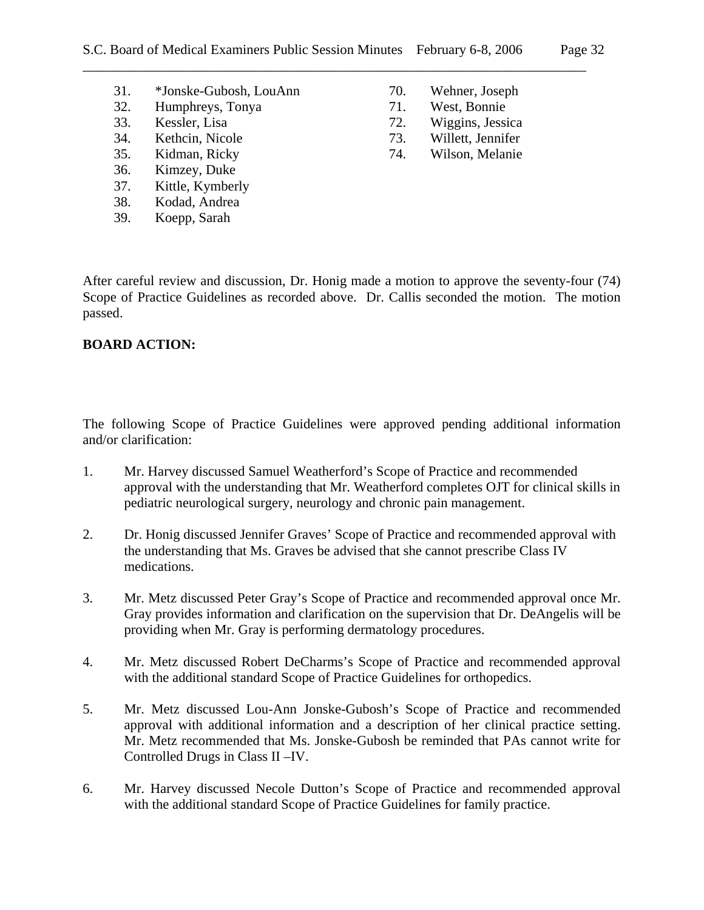31. *Jonske-Gubosh, LouAnn
32. Humphreys, Tonya
33. Kessler, Lisa
34. Kethcin, Nicole
35. Kidman, Ricky
36. Kimzey, Duke
37. Kittle, Kymberly
38. Kodad, Andrea
39. Koepp, Sarah

70. Wehner, Joseph
71. West, Bonnie
72. Wiggins, Jessica
73. Willett, Jennifer
74. Wilson, Melanie

After careful review and discussion, Dr. Honig made a motion to approve the seventy-four (74) Scope of Practice Guidelines as recorded above. Dr. Callis seconded the motion. The motion passed.

**BOARD ACTION:**

The following Scope of Practice Guidelines were approved pending additional information and/or clarification:

1. Mr. Harvey discussed Samuel Weatherford's Scope of Practice and recommended approval with the understanding that Mr. Weatherford completes OJT for clinical skills in pediatric neurological surgery, neurology and chronic pain management.

2. Dr. Honig discussed Jennifer Graves' Scope of Practice and recommended approval with the understanding that Ms. Graves be advised that she cannot prescribe Class IV medications.

3. Mr. Metz discussed Peter Gray's Scope of Practice and recommended approval once Mr. Gray provides information and clarification on the supervision that Dr. DeAngelis will be providing when Mr. Gray is performing dermatology procedures.

4. Mr. Metz discussed Robert DeCharms's Scope of Practice and recommended approval with the additional standard Scope of Practice Guidelines for orthopedics.

5. Mr. Metz discussed Lou-Ann Jonske-Gubosh's Scope of Practice and recommended approval with additional information and a description of her clinical practice setting. Mr. Metz recommended that Ms. Jonske-Gubosh be reminded that PAs cannot write for Controlled Drugs in Class II –IV.

6. Mr. Harvey discussed Necole Dutton's Scope of Practice and recommended approval with the additional standard Scope of Practice Guidelines for family practice.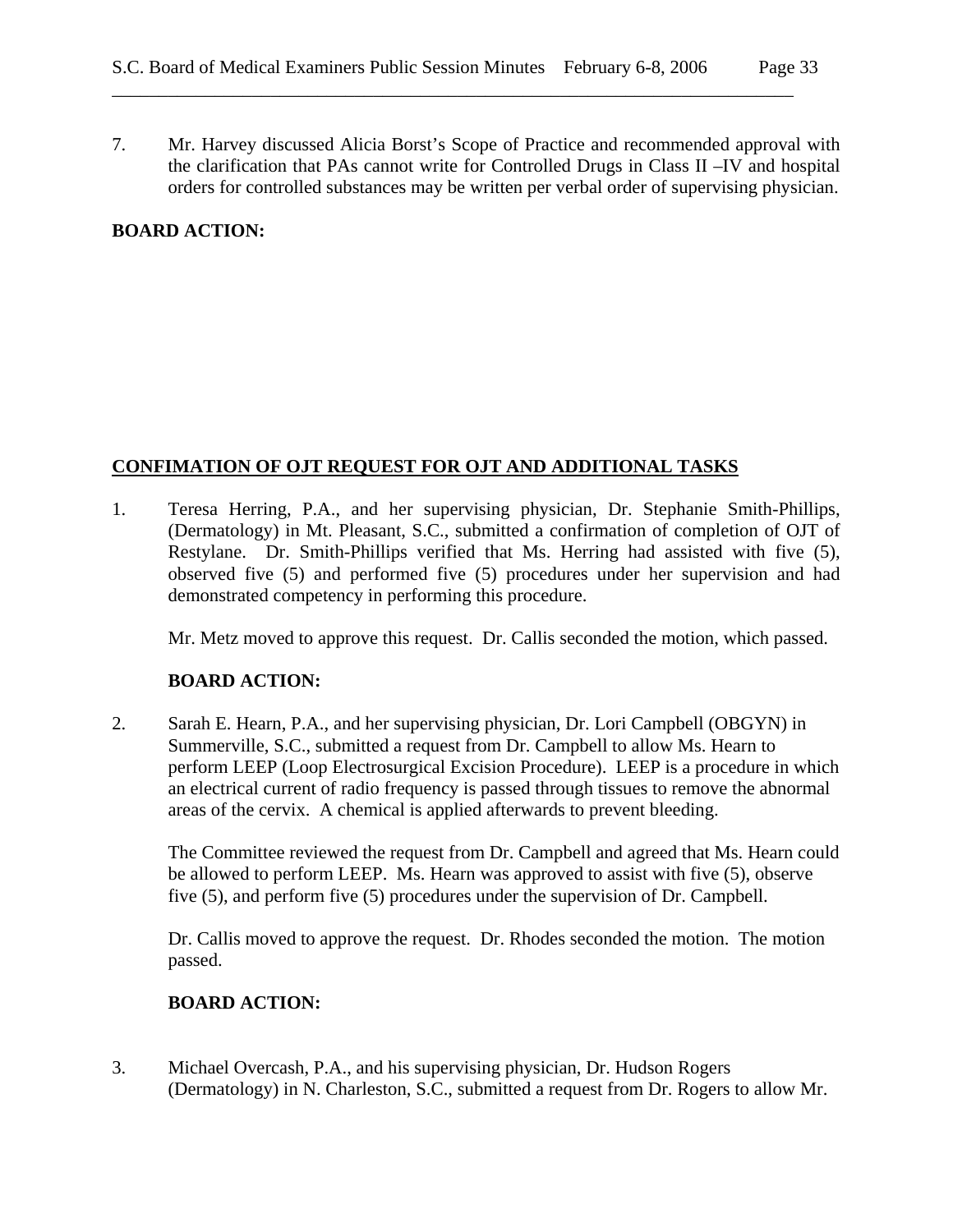7. Mr. Harvey discussed Alicia Borst's Scope of Practice and recommended approval with the clarification that PAs cannot write for Controlled Drugs in Class II –IV and hospital orders for controlled substances may be written per verbal order of supervising physician.

**BOARD ACTION:**

## CONFIMATION OF OJT REQUEST FOR OJT AND ADDITIONAL TASKS

1. Teresa Herring, P.A., and her supervising physician, Dr. Stephanie Smith-Phillips, (Dermatology) in Mt. Pleasant, S.C., submitted a confirmation of completion of OJT of Restylane. Dr. Smith-Phillips verified that Ms. Herring had assisted with five (5), observed five (5) and performed five (5) procedures under her supervision and had demonstrated competency in performing this procedure.

   Mr. Metz moved to approve this request. Dr. Callis seconded the motion, which passed.

   **BOARD ACTION:**

2. Sarah E. Hearn, P.A., and her supervising physician, Dr. Lori Campbell (OBGYN) in Summerville, S.C., submitted a request from Dr. Campbell to allow Ms. Hearn to perform LEEP (Loop Electrosurgical Excision Procedure). LEEP is a procedure in which an electrical current of radio frequency is passed through tissues to remove the abnormal areas of the cervix. A chemical is applied afterwards to prevent bleeding.

   The Committee reviewed the request from Dr. Campbell and agreed that Ms. Hearn could be allowed to perform LEEP. Ms. Hearn was approved to assist with five (5), observe five (5), and perform five (5) procedures under the supervision of Dr. Campbell.

   Dr. Callis moved to approve the request. Dr. Rhodes seconded the motion. The motion passed.

   **BOARD ACTION:**

3. Michael Overcash, P.A., and his supervising physician, Dr. Hudson Rogers (Dermatology) in N. Charleston, S.C., submitted a request from Dr. Rogers to allow Mr.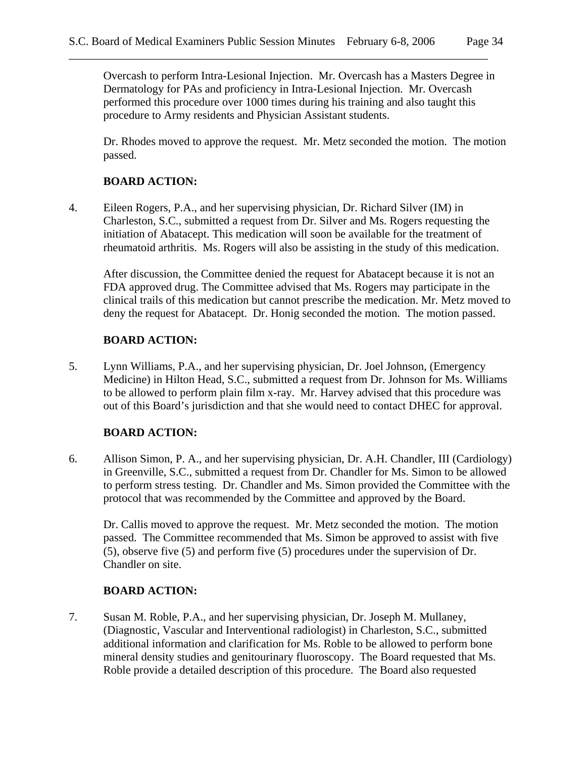Overcash to perform Intra-Lesional Injection. Mr. Overcash has a Masters Degree in Dermatology for PAs and proficiency in Intra-Lesional Injection. Mr. Overcash performed this procedure over 1000 times during his training and also taught this procedure to Army residents and Physician Assistant students.

Dr. Rhodes moved to approve the request. Mr. Metz seconded the motion. The motion passed.

**BOARD ACTION:**

4. Eileen Rogers, P.A., and her supervising physician, Dr. Richard Silver (IM) in Charleston, S.C., submitted a request from Dr. Silver and Ms. Rogers requesting the initiation of Abatacept. This medication will soon be available for the treatment of rheumatoid arthritis. Ms. Rogers will also be assisting in the study of this medication.

   After discussion, the Committee denied the request for Abatacept because it is not an FDA approved drug. The Committee advised that Ms. Rogers may participate in the clinical trails of this medication but cannot prescribe the medication. Mr. Metz moved to deny the request for Abatacept. Dr. Honig seconded the motion. The motion passed.

   **BOARD ACTION:**

5. Lynn Williams, P.A., and her supervising physician, Dr. Joel Johnson, (Emergency Medicine) in Hilton Head, S.C., submitted a request from Dr. Johnson for Ms. Williams to be allowed to perform plain film x-ray. Mr. Harvey advised that this procedure was out of this Board's jurisdiction and that she would need to contact DHEC for approval.

   **BOARD ACTION:**

6. Allison Simon, P. A., and her supervising physician, Dr. A.H. Chandler, III (Cardiology) in Greenville, S.C., submitted a request from Dr. Chandler for Ms. Simon to be allowed to perform stress testing. Dr. Chandler and Ms. Simon provided the Committee with the protocol that was recommended by the Committee and approved by the Board.

   Dr. Callis moved to approve the request. Mr. Metz seconded the motion. The motion passed. The Committee recommended that Ms. Simon be approved to assist with five (5), observe five (5) and perform five (5) procedures under the supervision of Dr. Chandler on site.

   **BOARD ACTION:**

7. Susan M. Roble, P.A., and her supervising physician, Dr. Joseph M. Mullaney, (Diagnostic, Vascular and Interventional radiologist) in Charleston, S.C., submitted additional information and clarification for Ms. Roble to be allowed to perform bone mineral density studies and genitourinary fluoroscopy. The Board requested that Ms. Roble provide a detailed description of this procedure. The Board also requested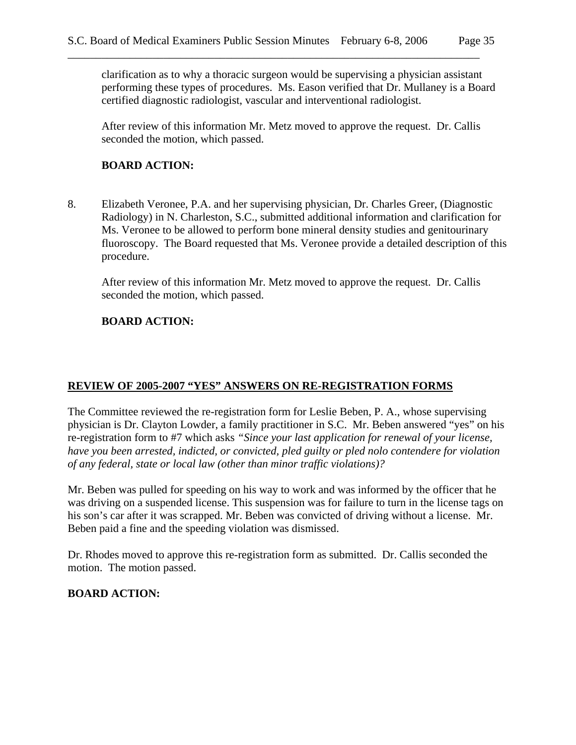clarification as to why a thoracic surgeon would be supervising a physician assistant performing these types of procedures. Ms. Eason verified that Dr. Mullaney is a Board certified diagnostic radiologist, vascular and interventional radiologist.

After review of this information Mr. Metz moved to approve the request. Dr. Callis seconded the motion, which passed.

**BOARD ACTION:**

8. Elizabeth Veronee, P.A. and her supervising physician, Dr. Charles Greer, (Diagnostic Radiology) in N. Charleston, S.C., submitted additional information and clarification for Ms. Veronee to be allowed to perform bone mineral density studies and genitourinary fluoroscopy. The Board requested that Ms. Veronee provide a detailed description of this procedure.

   After review of this information Mr. Metz moved to approve the request. Dr. Callis seconded the motion, which passed.

   **BOARD ACTION:**

## REVIEW OF 2005-2007 "YES" ANSWERS ON RE-REGISTRATION FORMS

The Committee reviewed the re-registration form for Leslie Beben, P. A., whose supervising physician is Dr. Clayton Lowder, a family practitioner in S.C. Mr. Beben answered "yes" on his re-registration form to #7 which asks *"Since your last application for renewal of your license, have you been arrested, indicted, or convicted, pled guilty or pled nolo contendere for violation of any federal, state or local law (other than minor traffic violations)?*

Mr. Beben was pulled for speeding on his way to work and was informed by the officer that he was driving on a suspended license. This suspension was for failure to turn in the license tags on his son's car after it was scrapped. Mr. Beben was convicted of driving without a license. Mr. Beben paid a fine and the speeding violation was dismissed.

Dr. Rhodes moved to approve this re-registration form as submitted. Dr. Callis seconded the motion. The motion passed.

**BOARD ACTION:**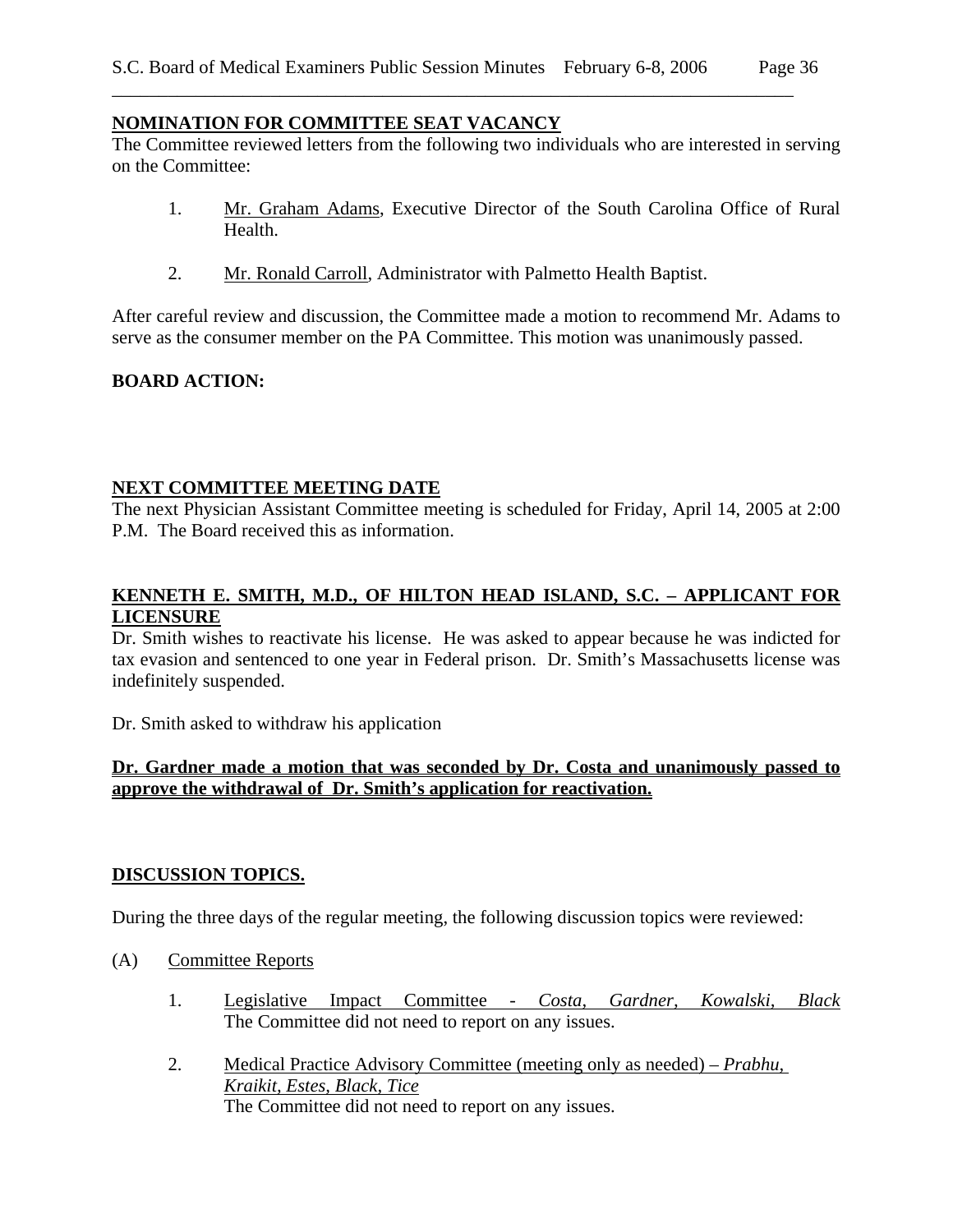**NOMINATION FOR COMMITTEE SEAT VACANCY**

The Committee reviewed letters from the following two individuals who are interested in serving on the Committee:

1. Mr. Graham Adams, Executive Director of the South Carolina Office of Rural Health.
2. Mr. Ronald Carroll, Administrator with Palmetto Health Baptist.

After careful review and discussion, the Committee made a motion to recommend Mr. Adams to serve as the consumer member on the PA Committee. This motion was unanimously passed.

**BOARD ACTION:**

**NEXT COMMITTEE MEETING DATE**

The next Physician Assistant Committee meeting is scheduled for Friday, April 14, 2005 at 2:00 P.M. The Board received this as information.

**KENNETH E. SMITH, M.D., OF HILTON HEAD ISLAND, S.C. – APPLICANT FOR LICENSURE**

Dr. Smith wishes to reactivate his license. He was asked to appear because he was indicted for tax evasion and sentenced to one year in Federal prison. Dr. Smith's Massachusetts license was indefinitely suspended.

Dr. Smith asked to withdraw his application

**Dr. Gardner made a motion that was seconded by Dr. Costa and unanimously passed to approve the withdrawal of Dr. Smith's application for reactivation.**

**DISCUSSION TOPICS.**

During the three days of the regular meeting, the following discussion topics were reviewed:

(A) Committee Reports

1. Legislative Impact Committee - *Costa, Gardner, Kowalski, Black*
   The Committee did not need to report on any issues.
2. Medical Practice Advisory Committee (meeting only as needed) – *Prabhu, Kraikit, Estes, Black, Tice*
   The Committee did not need to report on any issues.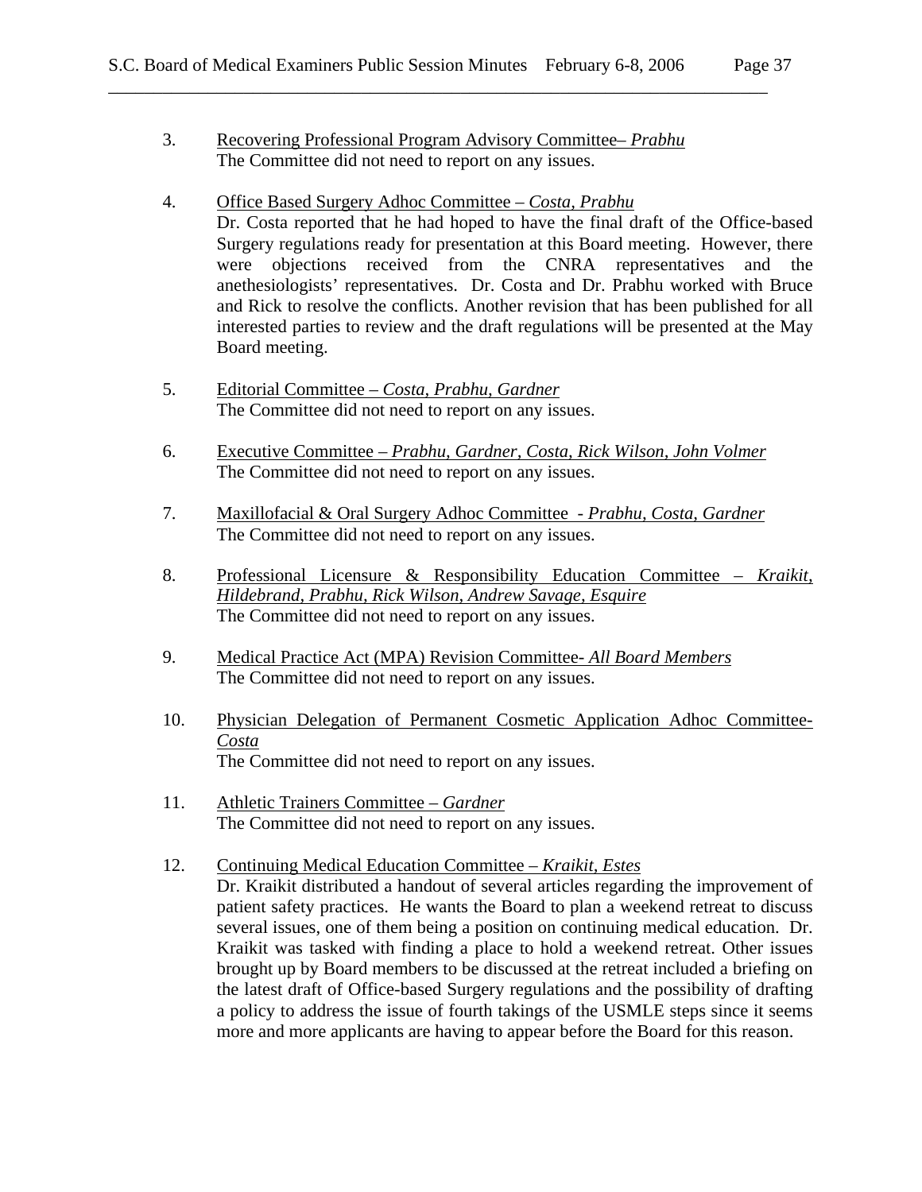3. <u>Recovering Professional Program Advisory Committee– *Prabhu*</u>
   The Committee did not need to report on any issues.

4. <u>Office Based Surgery Adhoc Committee – *Costa, Prabhu*</u>
   Dr. Costa reported that he had hoped to have the final draft of the Office-based Surgery regulations ready for presentation at this Board meeting. However, there were objections received from the CNRA representatives and the anethesiologists' representatives. Dr. Costa and Dr. Prabhu worked with Bruce and Rick to resolve the conflicts. Another revision that has been published for all interested parties to review and the draft regulations will be presented at the May Board meeting.

5. <u>Editorial Committee – *Costa, Prabhu, Gardner*</u>
   The Committee did not need to report on any issues.

6. <u>Executive Committee – *Prabhu, Gardner, Costa, Rick Wilson, John Volmer*</u>
   The Committee did not need to report on any issues.

7. <u>Maxillofacial & Oral Surgery Adhoc Committee - *Prabhu, Costa, Gardner*</u>
   The Committee did not need to report on any issues.

8. <u>Professional Licensure & Responsibility Education Committee – *Kraikit, Hildebrand, Prabhu, Rick Wilson, Andrew Savage, Esquire*</u>
   The Committee did not need to report on any issues.

9. <u>Medical Practice Act (MPA) Revision Committee- *All Board Members*</u>
   The Committee did not need to report on any issues.

10. <u>Physician Delegation of Permanent Cosmetic Application Adhoc Committee- *Costa*</u>
    The Committee did not need to report on any issues.

11. <u>Athletic Trainers Committee – *Gardner*</u>
    The Committee did not need to report on any issues.

12. <u>Continuing Medical Education Committee – *Kraikit, Estes*</u>
    Dr. Kraikit distributed a handout of several articles regarding the improvement of patient safety practices. He wants the Board to plan a weekend retreat to discuss several issues, one of them being a position on continuing medical education. Dr. Kraikit was tasked with finding a place to hold a weekend retreat. Other issues brought up by Board members to be discussed at the retreat included a briefing on the latest draft of Office-based Surgery regulations and the possibility of drafting a policy to address the issue of fourth takings of the USMLE steps since it seems more and more applicants are having to appear before the Board for this reason.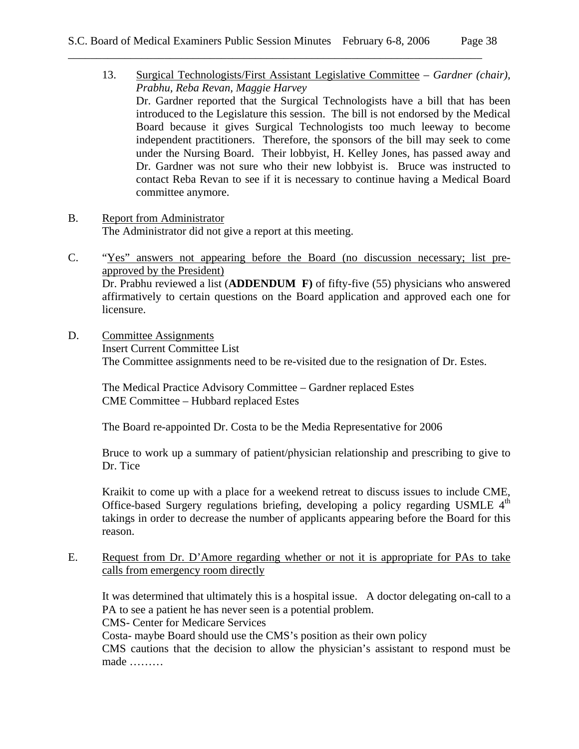13. Surgical Technologists/First Assistant Legislative Committee – *Gardner (chair), Prabhu, Reba Revan, Maggie Harvey*
    Dr. Gardner reported that the Surgical Technologists have a bill that has been introduced to the Legislature this session. The bill is not endorsed by the Medical Board because it gives Surgical Technologists too much leeway to become independent practitioners. Therefore, the sponsors of the bill may seek to come under the Nursing Board. Their lobbyist, H. Kelley Jones, has passed away and Dr. Gardner was not sure who their new lobbyist is. Bruce was instructed to contact Reba Revan to see if it is necessary to continue having a Medical Board committee anymore.

B. Report from Administrator
The Administrator did not give a report at this meeting.

C. "Yes" answers not appearing before the Board (no discussion necessary; list pre-approved by the President)
Dr. Prabhu reviewed a list (**ADDENDUM F)** of fifty-five (55) physicians who answered affirmatively to certain questions on the Board application and approved each one for licensure.

D. Committee Assignments
Insert Current Committee List
The Committee assignments need to be re-visited due to the resignation of Dr. Estes.

The Medical Practice Advisory Committee – Gardner replaced Estes
CME Committee – Hubbard replaced Estes

The Board re-appointed Dr. Costa to be the Media Representative for 2006

Bruce to work up a summary of patient/physician relationship and prescribing to give to Dr. Tice

Kraikit to come up with a place for a weekend retreat to discuss issues to include CME, Office-based Surgery regulations briefing, developing a policy regarding USMLE 4th takings in order to decrease the number of applicants appearing before the Board for this reason.

E. Request from Dr. D'Amore regarding whether or not it is appropriate for PAs to take calls from emergency room directly

It was determined that ultimately this is a hospital issue. A doctor delegating on-call to a PA to see a patient he has never seen is a potential problem.
CMS- Center for Medicare Services
Costa- maybe Board should use the CMS's position as their own policy
CMS cautions that the decision to allow the physician's assistant to respond must be made ………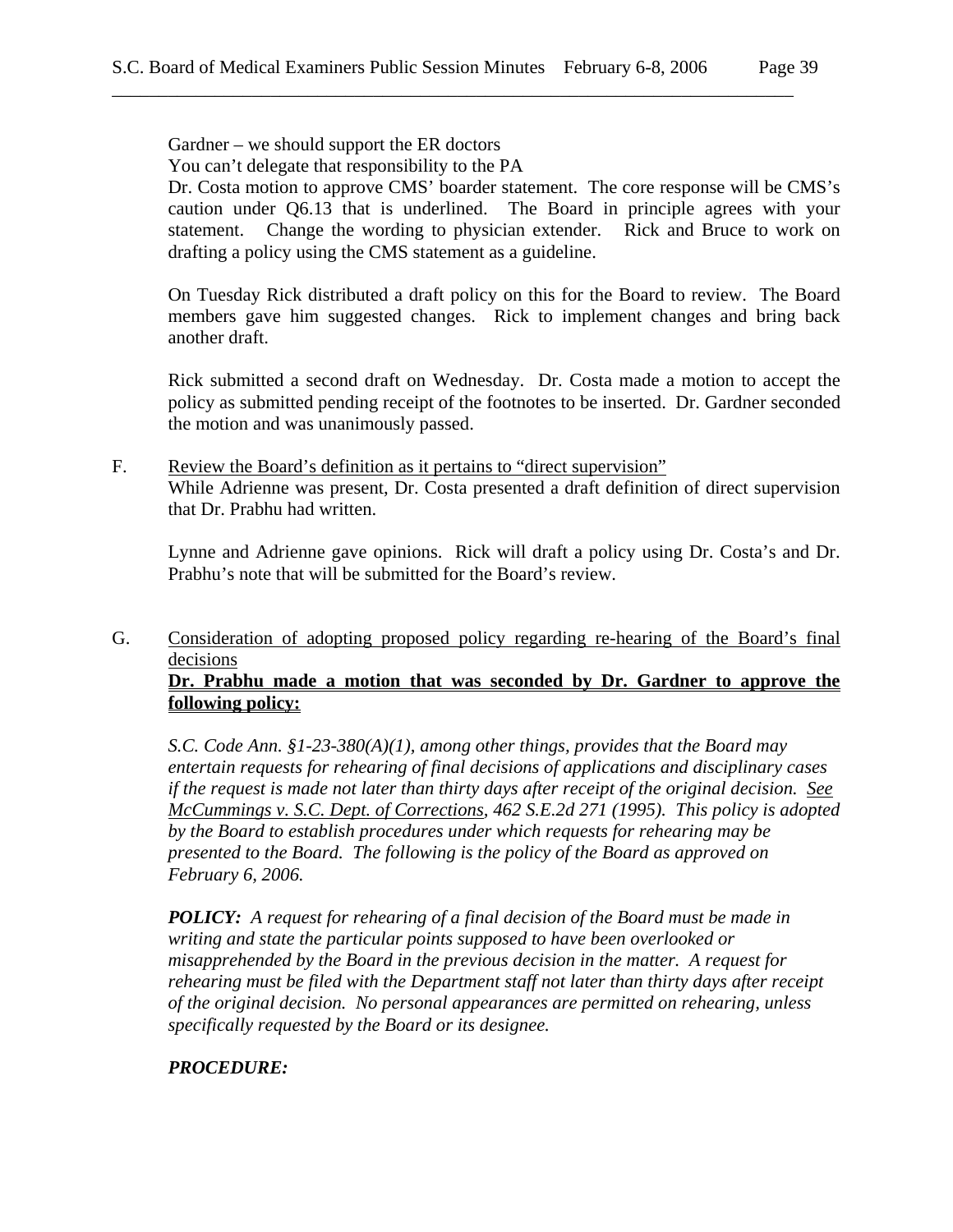Gardner – we should support the ER doctors

You can't delegate that responsibility to the PA

Dr. Costa motion to approve CMS' boarder statement. The core response will be CMS's caution under Q6.13 that is underlined. The Board in principle agrees with your statement. Change the wording to physician extender. Rick and Bruce to work on drafting a policy using the CMS statement as a guideline.

On Tuesday Rick distributed a draft policy on this for the Board to review. The Board members gave him suggested changes. Rick to implement changes and bring back another draft.

Rick submitted a second draft on Wednesday. Dr. Costa made a motion to accept the policy as submitted pending receipt of the footnotes to be inserted. Dr. Gardner seconded the motion and was unanimously passed.

F. <u>Review the Board's definition as it pertains to "direct supervision"</u>

While Adrienne was present, Dr. Costa presented a draft definition of direct supervision that Dr. Prabhu had written.

Lynne and Adrienne gave opinions. Rick will draft a policy using Dr. Costa's and Dr. Prabhu's note that will be submitted for the Board's review.

G. <u>Consideration of adopting proposed policy regarding re-hearing of the Board's final decisions</u>

**<u>Dr. Prabhu made a motion that was seconded by Dr. Gardner to approve the following policy:</u>**

*S.C. Code Ann. §1-23-380(A)(1), among other things, provides that the Board may entertain requests for rehearing of final decisions of applications and disciplinary cases if the request is made not later than thirty days after receipt of the original decision. <u>See McCummings v. S.C. Dept. of Corrections</u>, 462 S.E.2d 271 (1995). This policy is adopted by the Board to establish procedures under which requests for rehearing may be presented to the Board. The following is the policy of the Board as approved on February 6, 2006.*

***POLICY:*** *A request for rehearing of a final decision of the Board must be made in writing and state the particular points supposed to have been overlooked or misapprehended by the Board in the previous decision in the matter. A request for rehearing must be filed with the Department staff not later than thirty days after receipt of the original decision. No personal appearances are permitted on rehearing, unless specifically requested by the Board or its designee.*

***PROCEDURE:***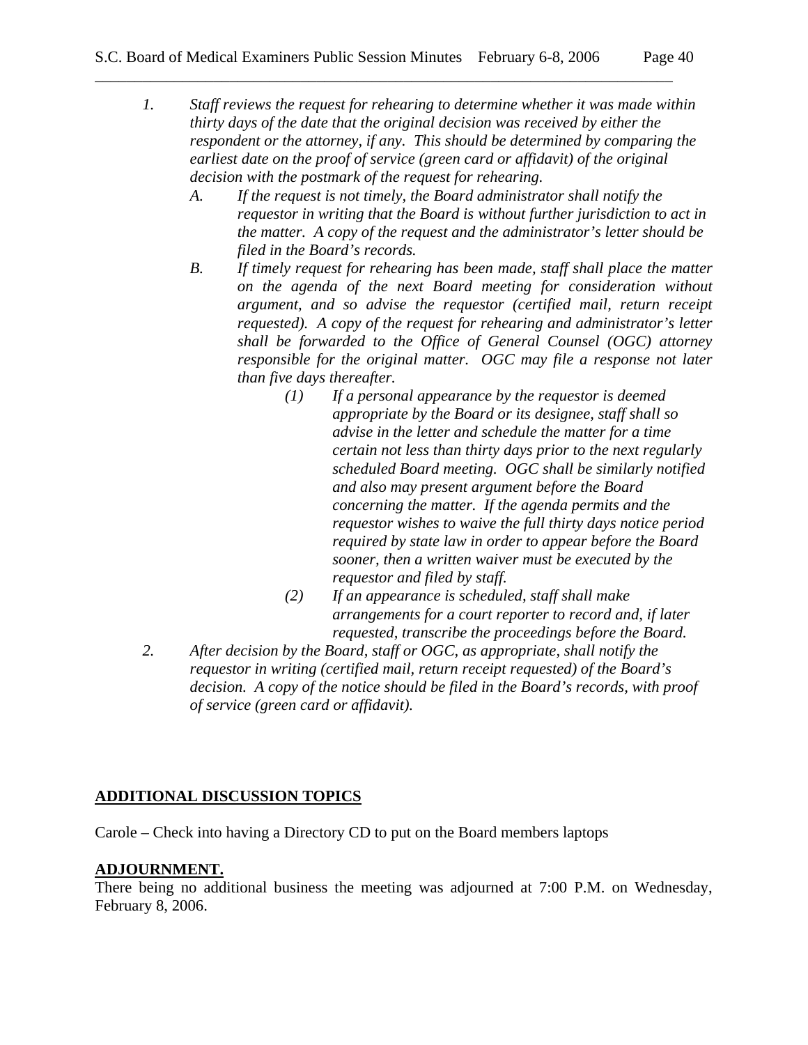1. *Staff reviews the request for rehearing to determine whether it was made within thirty days of the date that the original decision was received by either the respondent or the attorney, if any. This should be determined by comparing the earliest date on the proof of service (green card or affidavit) of the original decision with the postmark of the request for rehearing.*
    - A. *If the request is not timely, the Board administrator shall notify the requestor in writing that the Board is without further jurisdiction to act in the matter. A copy of the request and the administrator's letter should be filed in the Board's records.*
    - B. *If timely request for rehearing has been made, staff shall place the matter on the agenda of the next Board meeting for consideration without argument, and so advise the requestor (certified mail, return receipt requested). A copy of the request for rehearing and administrator's letter shall be forwarded to the Office of General Counsel (OGC) attorney responsible for the original matter. OGC may file a response not later than five days thereafter.*
        - (1) *If a personal appearance by the requestor is deemed appropriate by the Board or its designee, staff shall so advise in the letter and schedule the matter for a time certain not less than thirty days prior to the next regularly scheduled Board meeting. OGC shall be similarly notified and also may present argument before the Board concerning the matter. If the agenda permits and the requestor wishes to waive the full thirty days notice period required by state law in order to appear before the Board sooner, then a written waiver must be executed by the requestor and filed by staff.*
        - (2) *If an appearance is scheduled, staff shall make arrangements for a court reporter to record and, if later requested, transcribe the proceedings before the Board.*
2. *After decision by the Board, staff or OGC, as appropriate, shall notify the requestor in writing (certified mail, return receipt requested) of the Board's decision. A copy of the notice should be filed in the Board's records, with proof of service (green card or affidavit).*

## ADDITIONAL DISCUSSION TOPICS

Carole – Check into having a Directory CD to put on the Board members laptops

## ADJOURNMENT.

There being no additional business the meeting was adjourned at 7:00 P.M. on Wednesday, February 8, 2006.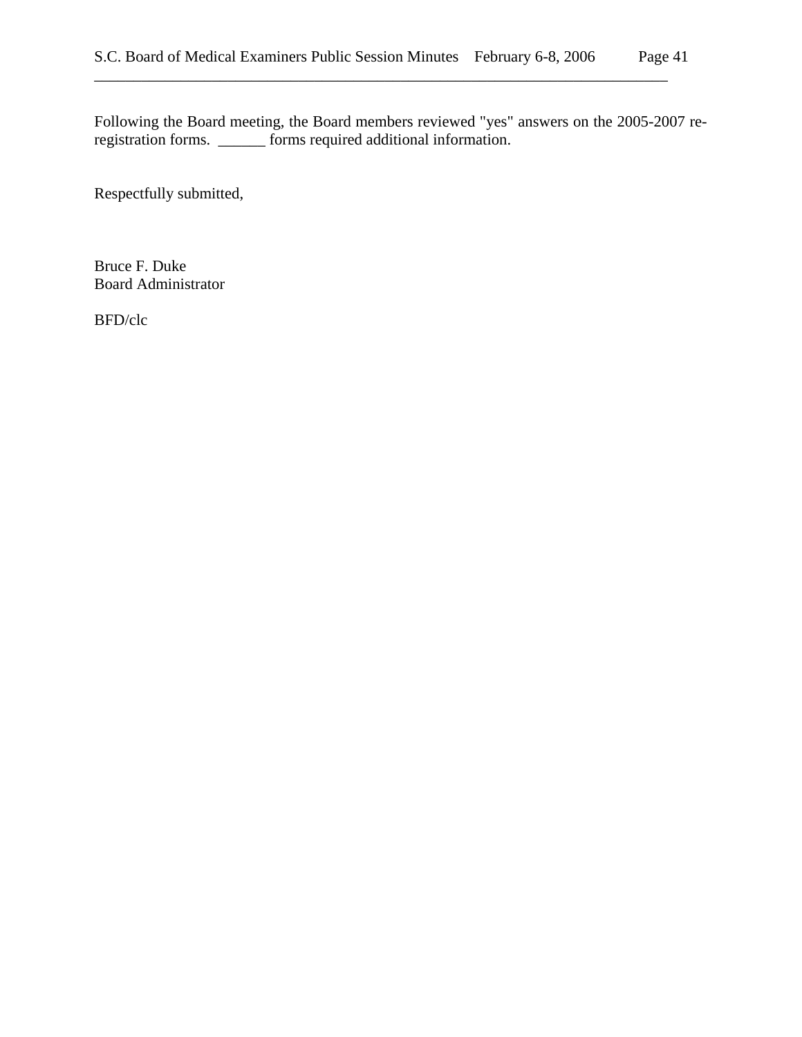Following the Board meeting, the Board members reviewed "yes" answers on the 2005-2007 re-registration forms. ______ forms required additional information.

Respectfully submitted,

Bruce F. Duke
Board Administrator

BFD/clc